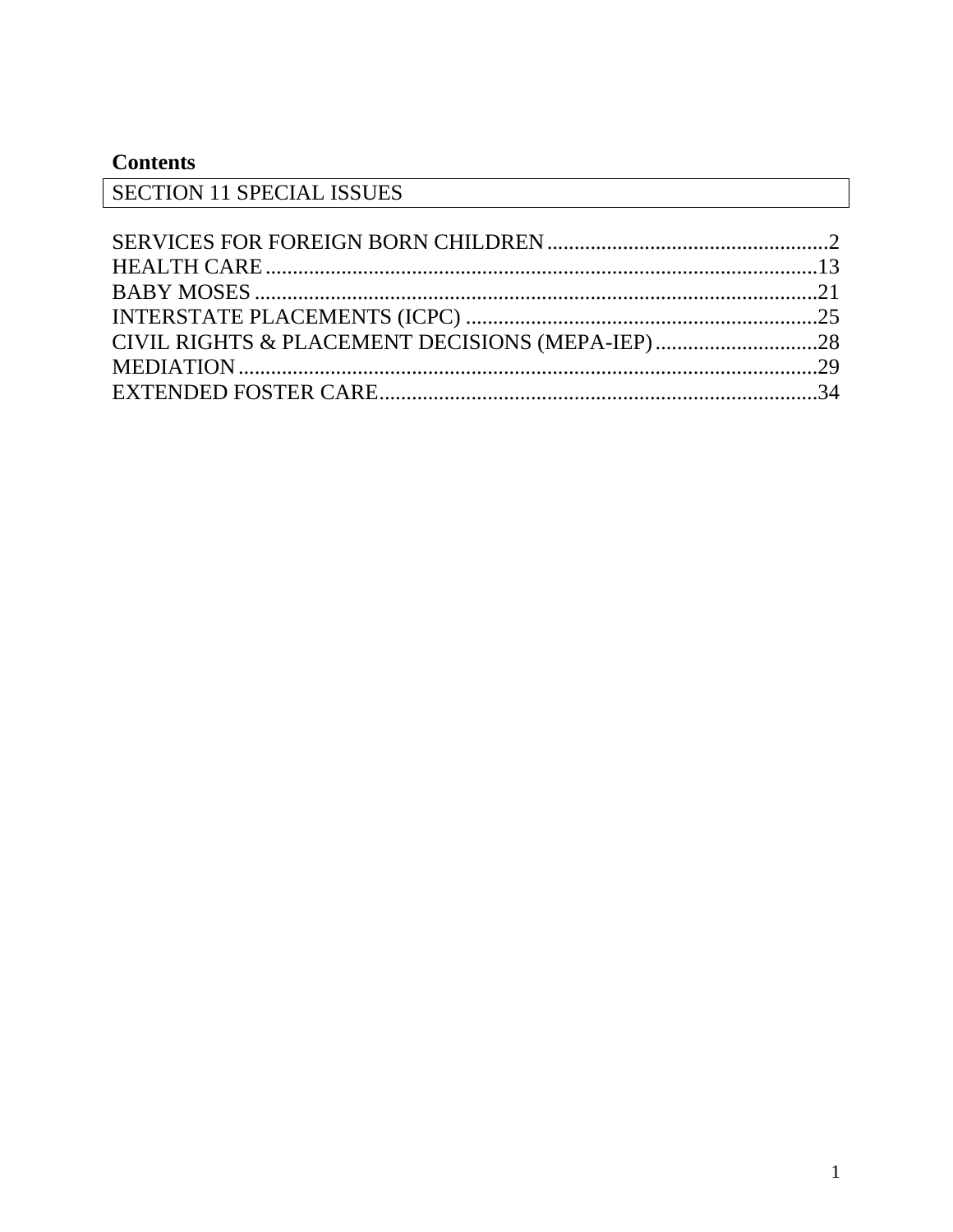**Contents**

SECTION 11 SPECIAL ISSUES

SERVICES FOR FOREIGN BORN CHILDREN....................................................2
HEALTH CARE.....................................................................................................13
BABY MOSES .......................................................................................................21
INTERSTATE PLACEMENTS (ICPC) .................................................................25
CIVIL RIGHTS & PLACEMENT DECISIONS (MEPA-IEP)..............................28
MEDIATION..........................................................................................................29
EXTENDED FOSTER CARE.................................................................................34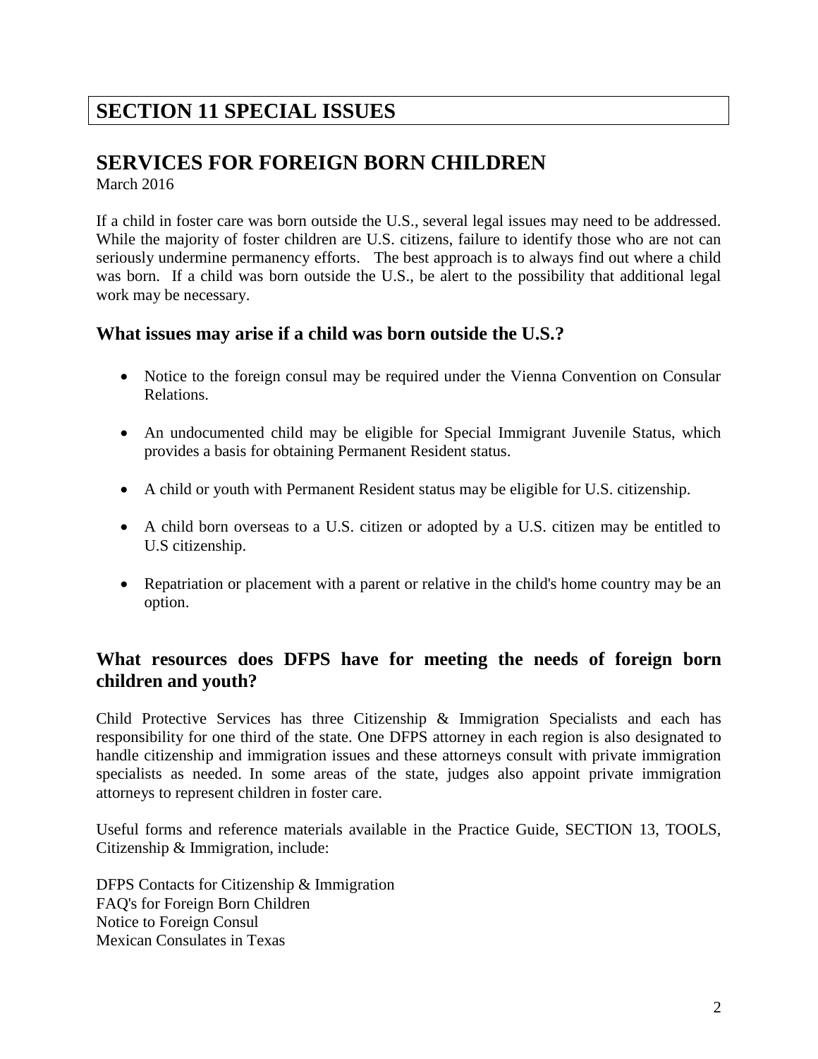# SECTION 11 SPECIAL ISSUES

## SERVICES FOR FOREIGN BORN CHILDREN

March 2016

If a child in foster care was born outside the U.S., several legal issues may need to be addressed. While the majority of foster children are U.S. citizens, failure to identify those who are not can seriously undermine permanency efforts. The best approach is to always find out where a child was born. If a child was born outside the U.S., be alert to the possibility that additional legal work may be necessary.

### What issues may arise if a child was born outside the U.S.?

- Notice to the foreign consul may be required under the Vienna Convention on Consular Relations.
- An undocumented child may be eligible for Special Immigrant Juvenile Status, which provides a basis for obtaining Permanent Resident status.
- A child or youth with Permanent Resident status may be eligible for U.S. citizenship.
- A child born overseas to a U.S. citizen or adopted by a U.S. citizen may be entitled to U.S citizenship.
- Repatriation or placement with a parent or relative in the child's home country may be an option.

### What resources does DFPS have for meeting the needs of foreign born children and youth?

Child Protective Services has three Citizenship & Immigration Specialists and each has responsibility for one third of the state. One DFPS attorney in each region is also designated to handle citizenship and immigration issues and these attorneys consult with private immigration specialists as needed. In some areas of the state, judges also appoint private immigration attorneys to represent children in foster care.

Useful forms and reference materials available in the Practice Guide, SECTION 13, TOOLS, Citizenship & Immigration, include:

DFPS Contacts for Citizenship & Immigration  
FAQ's for Foreign Born Children  
Notice to Foreign Consul  
Mexican Consulates in Texas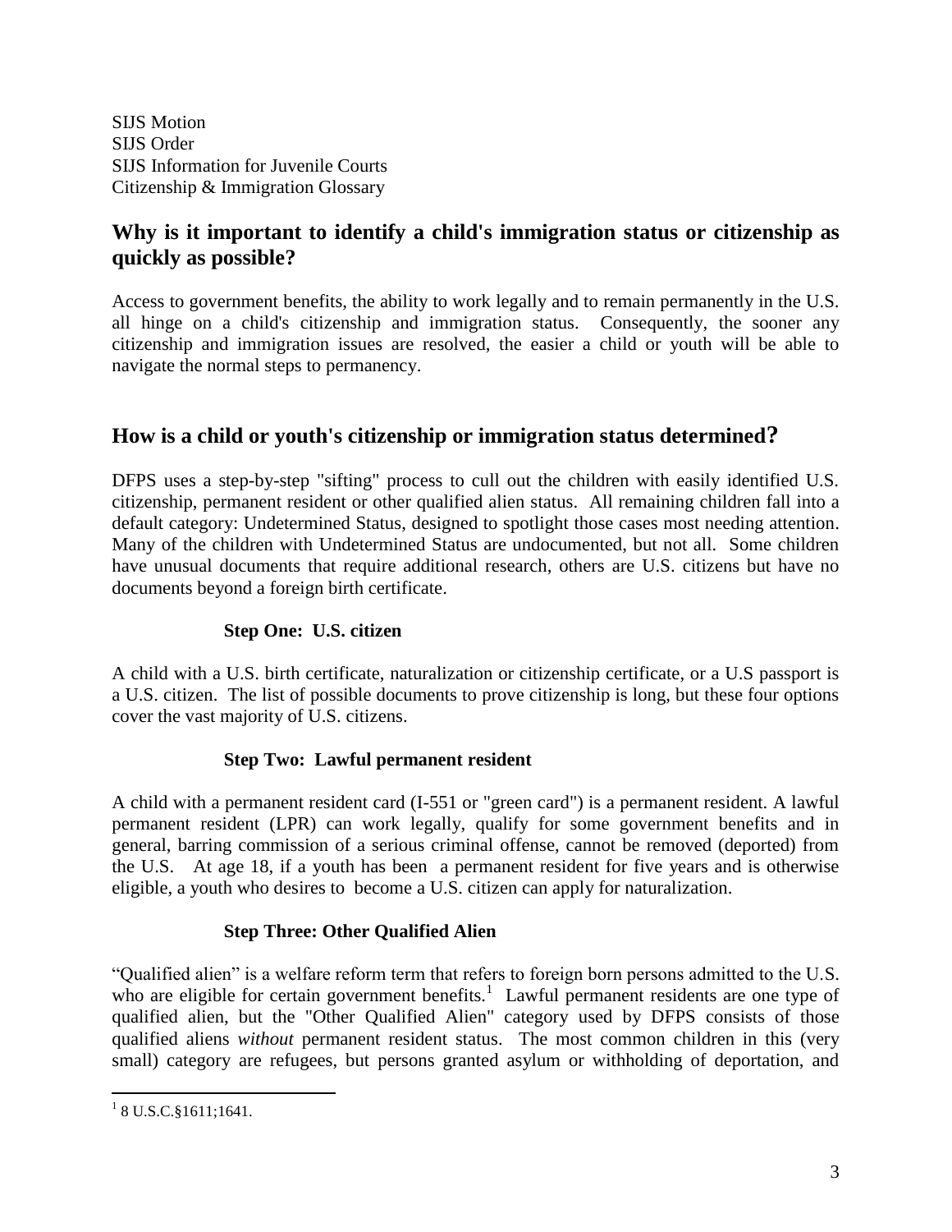SIJS Motion
SIJS Order
SIJS Information for Juvenile Courts
Citizenship & Immigration Glossary

## Why is it important to identify a child's immigration status or citizenship as quickly as possible?

Access to government benefits, the ability to work legally and to remain permanently in the U.S. all hinge on a child's citizenship and immigration status. Consequently, the sooner any citizenship and immigration issues are resolved, the easier a child or youth will be able to navigate the normal steps to permanency.

## How is a child or youth's citizenship or immigration status determined?

DFPS uses a step-by-step "sifting" process to cull out the children with easily identified U.S. citizenship, permanent resident or other qualified alien status. All remaining children fall into a default category: Undetermined Status, designed to spotlight those cases most needing attention. Many of the children with Undetermined Status are undocumented, but not all. Some children have unusual documents that require additional research, others are U.S. citizens but have no documents beyond a foreign birth certificate.

### Step One: U.S. citizen

A child with a U.S. birth certificate, naturalization or citizenship certificate, or a U.S passport is a U.S. citizen. The list of possible documents to prove citizenship is long, but these four options cover the vast majority of U.S. citizens.

### Step Two: Lawful permanent resident

A child with a permanent resident card (I-551 or "green card") is a permanent resident. A lawful permanent resident (LPR) can work legally, qualify for some government benefits and in general, barring commission of a serious criminal offense, cannot be removed (deported) from the U.S. At age 18, if a youth has been a permanent resident for five years and is otherwise eligible, a youth who desires to become a U.S. citizen can apply for naturalization.

### Step Three: Other Qualified Alien

"Qualified alien" is a welfare reform term that refers to foreign born persons admitted to the U.S. who are eligible for certain government benefits.[1] Lawful permanent residents are one type of qualified alien, but the "Other Qualified Alien" category used by DFPS consists of those qualified aliens *without* permanent resident status. The most common children in this (very small) category are refugees, but persons granted asylum or withholding of deportation, and

[1] 8 U.S.C.§1611;1641.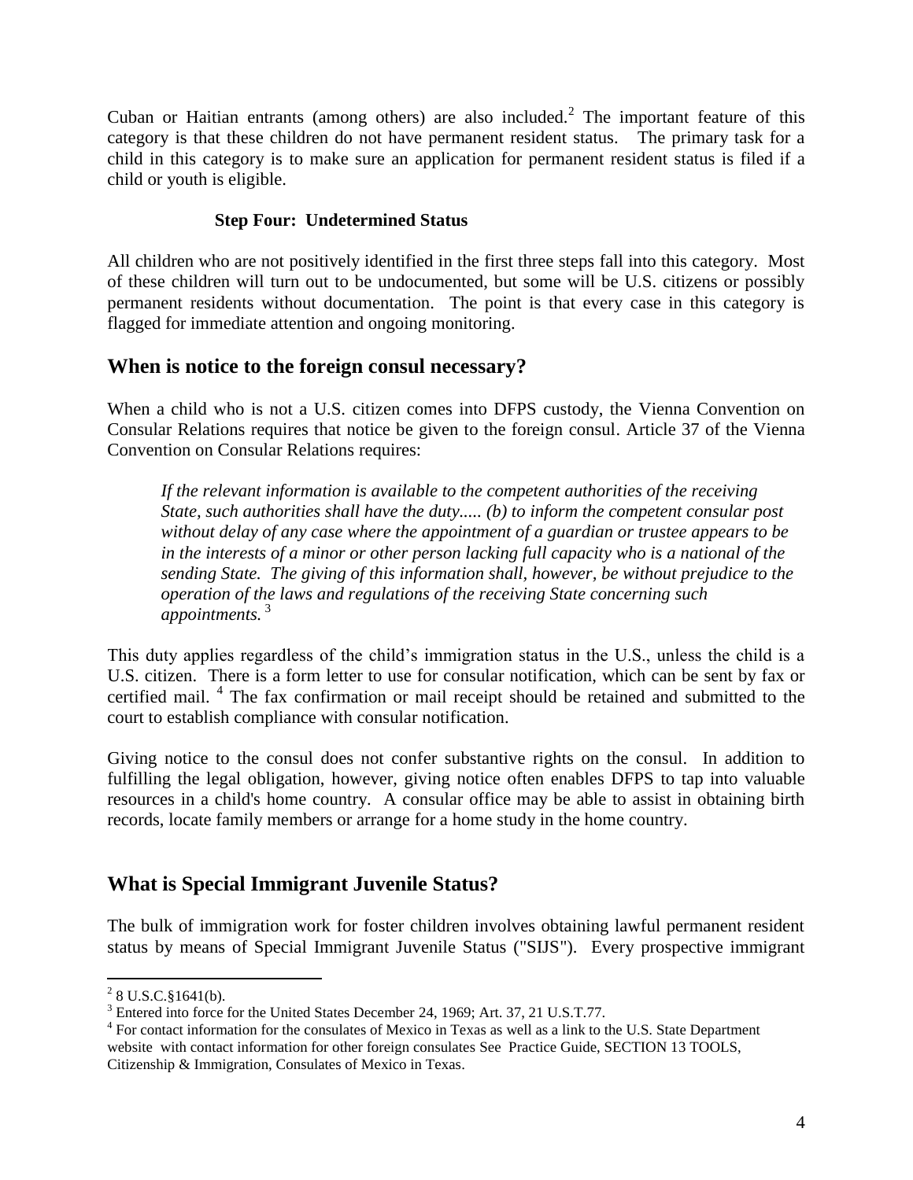Cuban or Haitian entrants (among others) are also included.[2] The important feature of this category is that these children do not have permanent resident status. The primary task for a child in this category is to make sure an application for permanent resident status is filed if a child or youth is eligible.

**Step Four: Undetermined Status**

All children who are not positively identified in the first three steps fall into this category. Most of these children will turn out to be undocumented, but some will be U.S. citizens or possibly permanent residents without documentation. The point is that every case in this category is flagged for immediate attention and ongoing monitoring.

## When is notice to the foreign consul necessary?

When a child who is not a U.S. citizen comes into DFPS custody, the Vienna Convention on Consular Relations requires that notice be given to the foreign consul. Article 37 of the Vienna Convention on Consular Relations requires:

> *If the relevant information is available to the competent authorities of the receiving State, such authorities shall have the duty..... (b) to inform the competent consular post without delay of any case where the appointment of a guardian or trustee appears to be in the interests of a minor or other person lacking full capacity who is a national of the sending State. The giving of this information shall, however, be without prejudice to the operation of the laws and regulations of the receiving State concerning such appointments.* [3]

This duty applies regardless of the child's immigration status in the U.S., unless the child is a U.S. citizen. There is a form letter to use for consular notification, which can be sent by fax or certified mail. [4] The fax confirmation or mail receipt should be retained and submitted to the court to establish compliance with consular notification.

Giving notice to the consul does not confer substantive rights on the consul. In addition to fulfilling the legal obligation, however, giving notice often enables DFPS to tap into valuable resources in a child's home country. A consular office may be able to assist in obtaining birth records, locate family members or arrange for a home study in the home country.

## What is Special Immigrant Juvenile Status?

The bulk of immigration work for foster children involves obtaining lawful permanent resident status by means of Special Immigrant Juvenile Status ("SIJS"). Every prospective immigrant

---

[2] 8 U.S.C.§1641(b).

[3] Entered into force for the United States December 24, 1969; Art. 37, 21 U.S.T.77.

[4] For contact information for the consulates of Mexico in Texas as well as a link to the U.S. State Department website with contact information for other foreign consulates See Practice Guide, SECTION 13 TOOLS, Citizenship & Immigration, Consulates of Mexico in Texas.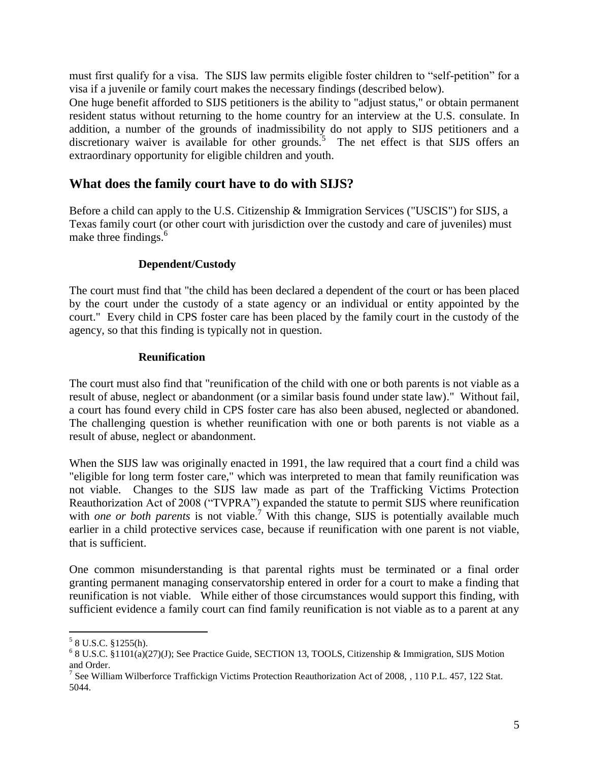must first qualify for a visa. The SIJS law permits eligible foster children to "self-petition" for a visa if a juvenile or family court makes the necessary findings (described below).

One huge benefit afforded to SIJS petitioners is the ability to "adjust status," or obtain permanent resident status without returning to the home country for an interview at the U.S. consulate. In addition, a number of the grounds of inadmissibility do not apply to SIJS petitioners and a discretionary waiver is available for other grounds.[5] The net effect is that SIJS offers an extraordinary opportunity for eligible children and youth.

## What does the family court have to do with SIJS?

Before a child can apply to the U.S. Citizenship & Immigration Services ("USCIS") for SIJS, a Texas family court (or other court with jurisdiction over the custody and care of juveniles) must make three findings.[6]

### Dependent/Custody

The court must find that "the child has been declared a dependent of the court or has been placed by the court under the custody of a state agency or an individual or entity appointed by the court." Every child in CPS foster care has been placed by the family court in the custody of the agency, so that this finding is typically not in question.

### Reunification

The court must also find that "reunification of the child with one or both parents is not viable as a result of abuse, neglect or abandonment (or a similar basis found under state law)." Without fail, a court has found every child in CPS foster care has also been abused, neglected or abandoned. The challenging question is whether reunification with one or both parents is not viable as a result of abuse, neglect or abandonment.

When the SIJS law was originally enacted in 1991, the law required that a court find a child was "eligible for long term foster care," which was interpreted to mean that family reunification was not viable. Changes to the SIJS law made as part of the Trafficking Victims Protection Reauthorization Act of 2008 ("TVPRA") expanded the statute to permit SIJS where reunification with *one or both parents* is not viable.[7] With this change, SIJS is potentially available much earlier in a child protective services case, because if reunification with one parent is not viable, that is sufficient.

One common misunderstanding is that parental rights must be terminated or a final order granting permanent managing conservatorship entered in order for a court to make a finding that reunification is not viable. While either of those circumstances would support this finding, with sufficient evidence a family court can find family reunification is not viable as to a parent at any

---

[5] 8 U.S.C. §1255(h).

[6] 8 U.S.C. §1101(a)(27)(J); See Practice Guide, SECTION 13, TOOLS, Citizenship & Immigration, SIJS Motion and Order.

[7] See William Wilberforce Traffickign Victims Protection Reauthorization Act of 2008, , 110 P.L. 457, 122 Stat. 5044.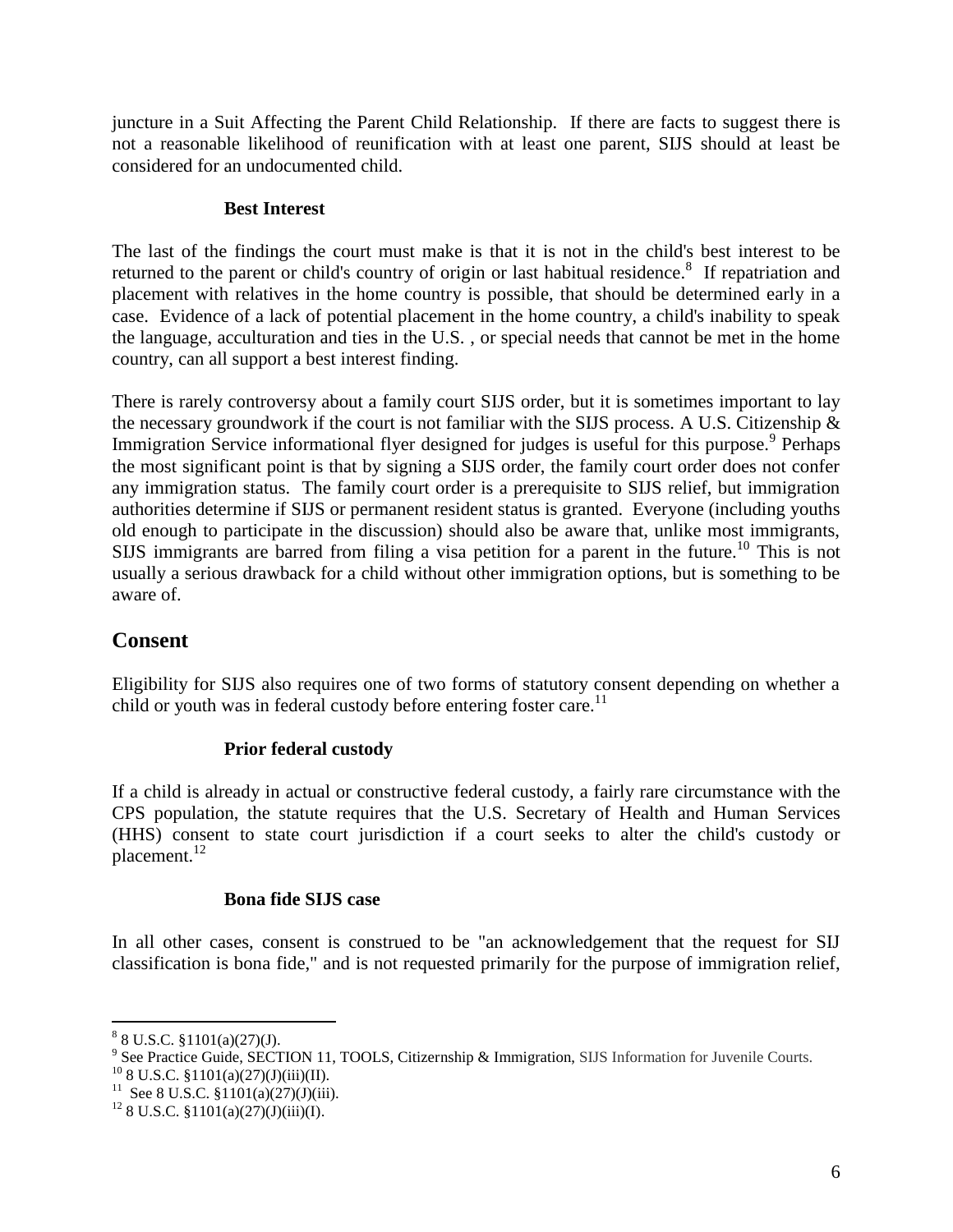juncture in a Suit Affecting the Parent Child Relationship. If there are facts to suggest there is not a reasonable likelihood of reunification with at least one parent, SIJS should at least be considered for an undocumented child.

### Best Interest

The last of the findings the court must make is that it is not in the child's best interest to be returned to the parent or child's country of origin or last habitual residence.[8] If repatriation and placement with relatives in the home country is possible, that should be determined early in a case. Evidence of a lack of potential placement in the home country, a child's inability to speak the language, acculturation and ties in the U.S. , or special needs that cannot be met in the home country, can all support a best interest finding.

There is rarely controversy about a family court SIJS order, but it is sometimes important to lay the necessary groundwork if the court is not familiar with the SIJS process. A U.S. Citizenship & Immigration Service informational flyer designed for judges is useful for this purpose.[9] Perhaps the most significant point is that by signing a SIJS order, the family court order does not confer any immigration status. The family court order is a prerequisite to SIJS relief, but immigration authorities determine if SIJS or permanent resident status is granted. Everyone (including youths old enough to participate in the discussion) should also be aware that, unlike most immigrants, SIJS immigrants are barred from filing a visa petition for a parent in the future.[10] This is not usually a serious drawback for a child without other immigration options, but is something to be aware of.

## Consent

Eligibility for SIJS also requires one of two forms of statutory consent depending on whether a child or youth was in federal custody before entering foster care.[11]

### Prior federal custody

If a child is already in actual or constructive federal custody, a fairly rare circumstance with the CPS population, the statute requires that the U.S. Secretary of Health and Human Services (HHS) consent to state court jurisdiction if a court seeks to alter the child's custody or placement.[12]

### Bona fide SIJS case

In all other cases, consent is construed to be "an acknowledgement that the request for SIJ classification is bona fide," and is not requested primarily for the purpose of immigration relief,

---

[8] 8 U.S.C. §1101(a)(27)(J).
[9] See Practice Guide, SECTION 11, TOOLS, Citizernship & Immigration, SIJS Information for Juvenile Courts.
[10] 8 U.S.C. §1101(a)(27)(J)(iii)(II).
[11] See 8 U.S.C. §1101(a)(27)(J)(iii).
[12] 8 U.S.C. §1101(a)(27)(J)(iii)(I).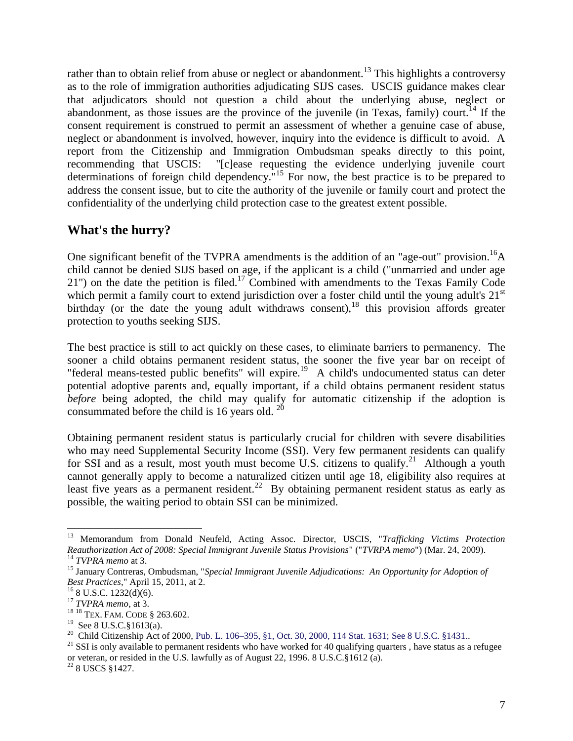rather than to obtain relief from abuse or neglect or abandonment.[13] This highlights a controversy as to the role of immigration authorities adjudicating SIJS cases. USCIS guidance makes clear that adjudicators should not question a child about the underlying abuse, neglect or abandonment, as those issues are the province of the juvenile (in Texas, family) court.[14] If the consent requirement is construed to permit an assessment of whether a genuine case of abuse, neglect or abandonment is involved, however, inquiry into the evidence is difficult to avoid. A report from the Citizenship and Immigration Ombudsman speaks directly to this point, recommending that USCIS: "[c]ease requesting the evidence underlying juvenile court determinations of foreign child dependency."[15] For now, the best practice is to be prepared to address the consent issue, but to cite the authority of the juvenile or family court and protect the confidentiality of the underlying child protection case to the greatest extent possible.

## What's the hurry?

One significant benefit of the TVPRA amendments is the addition of an "age-out" provision.[16] A child cannot be denied SIJS based on age, if the applicant is a child ("unmarried and under age 21") on the date the petition is filed.[17] Combined with amendments to the Texas Family Code which permit a family court to extend jurisdiction over a foster child until the young adult's 21st birthday (or the date the young adult withdraws consent),[18] this provision affords greater protection to youths seeking SIJS.

The best practice is still to act quickly on these cases, to eliminate barriers to permanency. The sooner a child obtains permanent resident status, the sooner the five year bar on receipt of "federal means-tested public benefits" will expire.[19] A child's undocumented status can deter potential adoptive parents and, equally important, if a child obtains permanent resident status *before* being adopted, the child may qualify for automatic citizenship if the adoption is consummated before the child is 16 years old.[20]

Obtaining permanent resident status is particularly crucial for children with severe disabilities who may need Supplemental Security Income (SSI). Very few permanent residents can qualify for SSI and as a result, most youth must become U.S. citizens to qualify.[21] Although a youth cannot generally apply to become a naturalized citizen until age 18, eligibility also requires at least five years as a permanent resident.[22] By obtaining permanent resident status as early as possible, the waiting period to obtain SSI can be minimized.

---

[13] Memorandum from Donald Neufeld, Acting Assoc. Director, USCIS, "*Trafficking Victims Protection Reauthorization Act of 2008: Special Immigrant Juvenile Status Provisions*" ("*TVRPA memo*") (Mar. 24, 2009).

[14] *TVPRA memo* at 3.

[15] January Contreras, Ombudsman, "*Special Immigrant Juvenile Adjudications: An Opportunity for Adoption of Best Practices*," April 15, 2011, at 2.

[16] 8 U.S.C. 1232(d)(6).

[17] *TVPRA memo*, at 3.

[18] [18] TEX. FAM. CODE § 263.602.

[19] See 8 U.S.C.§1613(a).

[20] Child Citizenship Act of 2000, Pub. L. 106–395, §1, Oct. 30, 2000, 114 Stat. 1631; See 8 U.S.C. §1431..

[21] SSI is only available to permanent residents who have worked for 40 qualifying quarters , have status as a refugee or veteran, or resided in the U.S. lawfully as of August 22, 1996. 8 U.S.C.§1612 (a).

[22] 8 USCS §1427.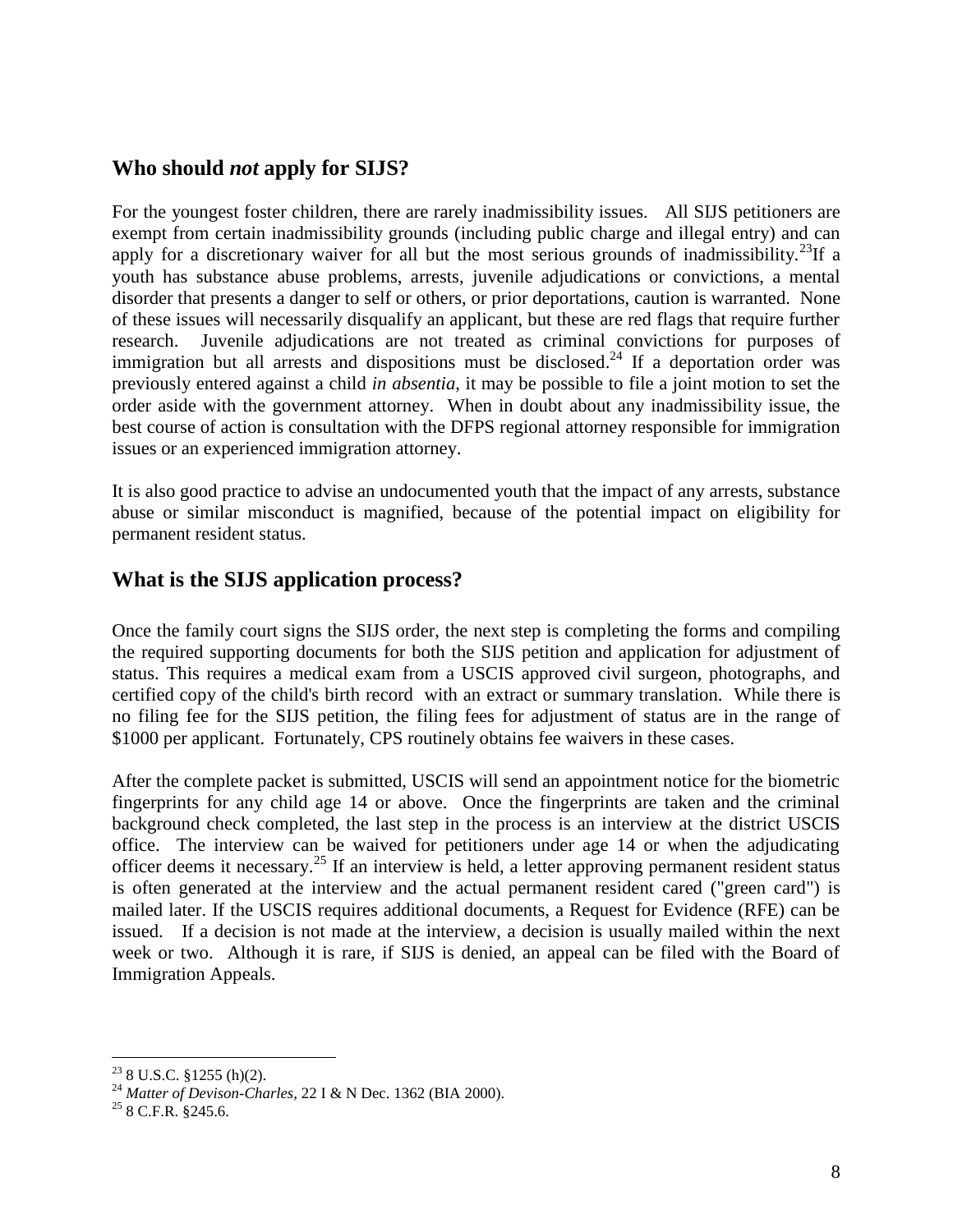## Who should *not* apply for SIJS?

For the youngest foster children, there are rarely inadmissibility issues. All SIJS petitioners are exempt from certain inadmissibility grounds (including public charge and illegal entry) and can apply for a discretionary waiver for all but the most serious grounds of inadmissibility.[23]If a youth has substance abuse problems, arrests, juvenile adjudications or convictions, a mental disorder that presents a danger to self or others, or prior deportations, caution is warranted. None of these issues will necessarily disqualify an applicant, but these are red flags that require further research. Juvenile adjudications are not treated as criminal convictions for purposes of immigration but all arrests and dispositions must be disclosed.[24] If a deportation order was previously entered against a child *in absentia*, it may be possible to file a joint motion to set the order aside with the government attorney. When in doubt about any inadmissibility issue, the best course of action is consultation with the DFPS regional attorney responsible for immigration issues or an experienced immigration attorney.

It is also good practice to advise an undocumented youth that the impact of any arrests, substance abuse or similar misconduct is magnified, because of the potential impact on eligibility for permanent resident status.

## What is the SIJS application process?

Once the family court signs the SIJS order, the next step is completing the forms and compiling the required supporting documents for both the SIJS petition and application for adjustment of status. This requires a medical exam from a USCIS approved civil surgeon, photographs, and certified copy of the child's birth record with an extract or summary translation. While there is no filing fee for the SIJS petition, the filing fees for adjustment of status are in the range of $1000 per applicant. Fortunately, CPS routinely obtains fee waivers in these cases.

After the complete packet is submitted, USCIS will send an appointment notice for the biometric fingerprints for any child age 14 or above. Once the fingerprints are taken and the criminal background check completed, the last step in the process is an interview at the district USCIS office. The interview can be waived for petitioners under age 14 or when the adjudicating officer deems it necessary.[25] If an interview is held, a letter approving permanent resident status is often generated at the interview and the actual permanent resident cared ("green card") is mailed later. If the USCIS requires additional documents, a Request for Evidence (RFE) can be issued. If a decision is not made at the interview, a decision is usually mailed within the next week or two. Although it is rare, if SIJS is denied, an appeal can be filed with the Board of Immigration Appeals.

---

[23] 8 U.S.C. §1255 (h)(2).

[24] *Matter of Devison-Charles*, 22 I & N Dec. 1362 (BIA 2000).

[25] 8 C.F.R. §245.6.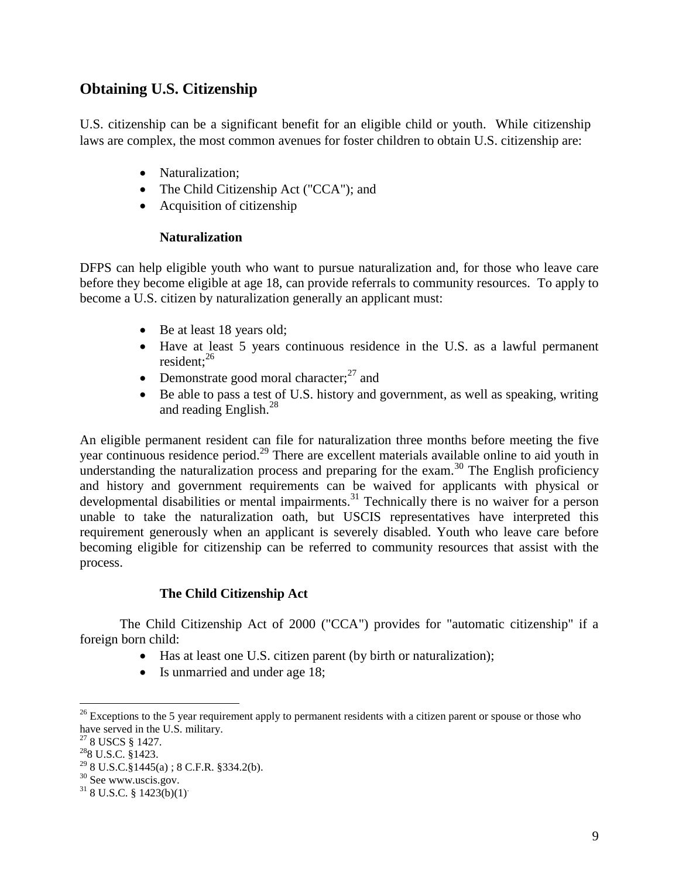## Obtaining U.S. Citizenship

U.S. citizenship can be a significant benefit for an eligible child or youth. While citizenship laws are complex, the most common avenues for foster children to obtain U.S. citizenship are:

- Naturalization;
- The Child Citizenship Act ("CCA"); and
- Acquisition of citizenship

### Naturalization

DFPS can help eligible youth who want to pursue naturalization and, for those who leave care before they become eligible at age 18, can provide referrals to community resources. To apply to become a U.S. citizen by naturalization generally an applicant must:

- Be at least 18 years old;
- Have at least 5 years continuous residence in the U.S. as a lawful permanent resident;[26]
- Demonstrate good moral character;[27] and
- Be able to pass a test of U.S. history and government, as well as speaking, writing and reading English.[28]

An eligible permanent resident can file for naturalization three months before meeting the five year continuous residence period.[29] There are excellent materials available online to aid youth in understanding the naturalization process and preparing for the exam.[30] The English proficiency and history and government requirements can be waived for applicants with physical or developmental disabilities or mental impairments.[31] Technically there is no waiver for a person unable to take the naturalization oath, but USCIS representatives have interpreted this requirement generously when an applicant is severely disabled. Youth who leave care before becoming eligible for citizenship can be referred to community resources that assist with the process.

### The Child Citizenship Act

The Child Citizenship Act of 2000 ("CCA") provides for "automatic citizenship" if a foreign born child:

- Has at least one U.S. citizen parent (by birth or naturalization);
- Is unmarried and under age 18;

---

[26] Exceptions to the 5 year requirement apply to permanent residents with a citizen parent or spouse or those who have served in the U.S. military.

[27] 8 USCS § 1427.

[28] 8 U.S.C. §1423.

[29] 8 U.S.C.§1445(a) ; 8 C.F.R. §334.2(b).

[30] See www.uscis.gov.

[31] 8 U.S.C. § 1423(b)(1).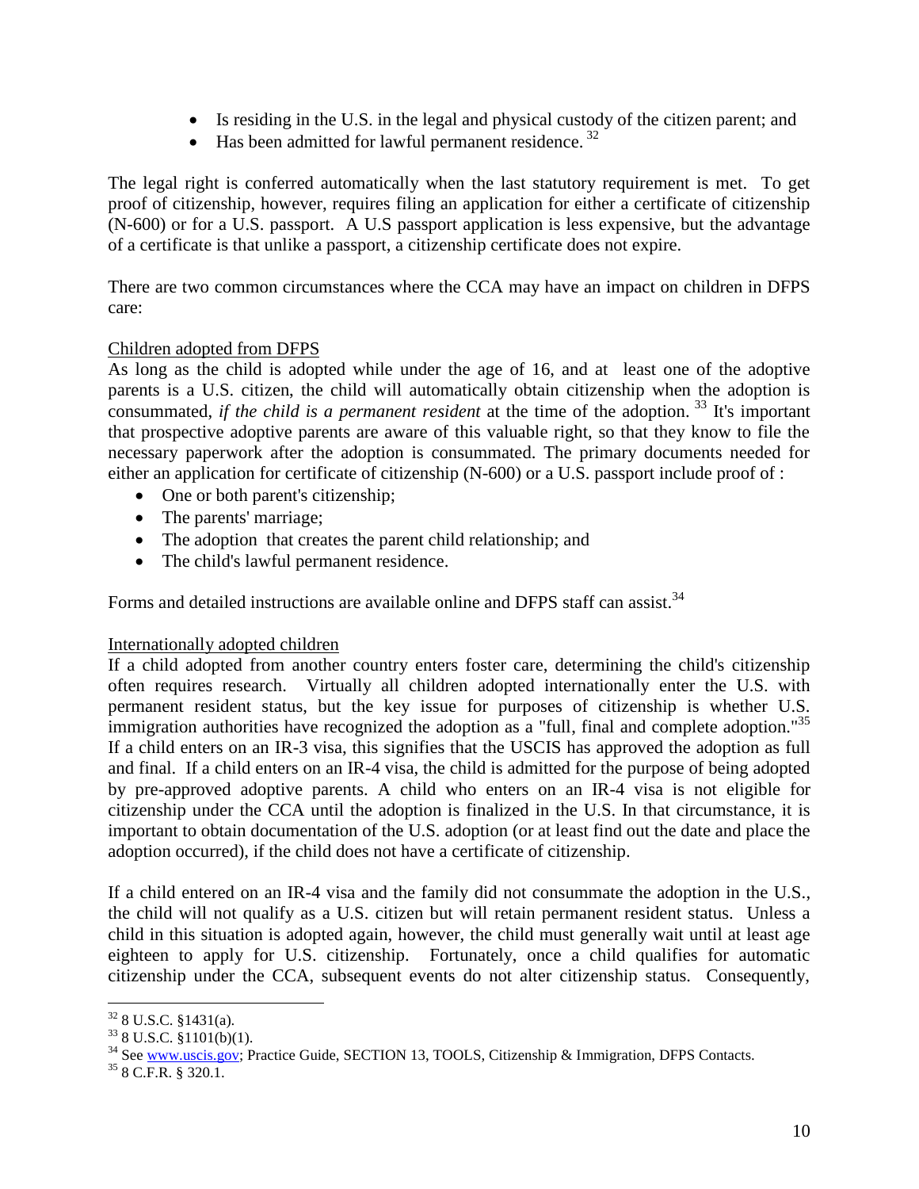- Is residing in the U.S. in the legal and physical custody of the citizen parent; and
- Has been admitted for lawful permanent residence. [32]

The legal right is conferred automatically when the last statutory requirement is met. To get proof of citizenship, however, requires filing an application for either a certificate of citizenship (N-600) or for a U.S. passport. A U.S passport application is less expensive, but the advantage of a certificate is that unlike a passport, a citizenship certificate does not expire.

There are two common circumstances where the CCA may have an impact on children in DFPS care:

<u>Children adopted from DFPS</u>

As long as the child is adopted while under the age of 16, and at least one of the adoptive parents is a U.S. citizen, the child will automatically obtain citizenship when the adoption is consummated, *if the child is a permanent resident* at the time of the adoption. [33] It's important that prospective adoptive parents are aware of this valuable right, so that they know to file the necessary paperwork after the adoption is consummated. The primary documents needed for either an application for certificate of citizenship (N-600) or a U.S. passport include proof of :

- One or both parent's citizenship;
- The parents' marriage;
- The adoption that creates the parent child relationship; and
- The child's lawful permanent residence.

Forms and detailed instructions are available online and DFPS staff can assist.[34]

<u>Internationally adopted children</u>

If a child adopted from another country enters foster care, determining the child's citizenship often requires research. Virtually all children adopted internationally enter the U.S. with permanent resident status, but the key issue for purposes of citizenship is whether U.S. immigration authorities have recognized the adoption as a "full, final and complete adoption."[35] If a child enters on an IR-3 visa, this signifies that the USCIS has approved the adoption as full and final. If a child enters on an IR-4 visa, the child is admitted for the purpose of being adopted by pre-approved adoptive parents. A child who enters on an IR-4 visa is not eligible for citizenship under the CCA until the adoption is finalized in the U.S. In that circumstance, it is important to obtain documentation of the U.S. adoption (or at least find out the date and place the adoption occurred), if the child does not have a certificate of citizenship.

If a child entered on an IR-4 visa and the family did not consummate the adoption in the U.S., the child will not qualify as a U.S. citizen but will retain permanent resident status. Unless a child in this situation is adopted again, however, the child must generally wait until at least age eighteen to apply for U.S. citizenship. Fortunately, once a child qualifies for automatic citizenship under the CCA, subsequent events do not alter citizenship status. Consequently,

---

[32] 8 U.S.C. §1431(a).

[33] 8 U.S.C. §1101(b)(1).

[34] See www.uscis.gov; Practice Guide, SECTION 13, TOOLS, Citizenship & Immigration, DFPS Contacts.

[35] 8 C.F.R. § 320.1.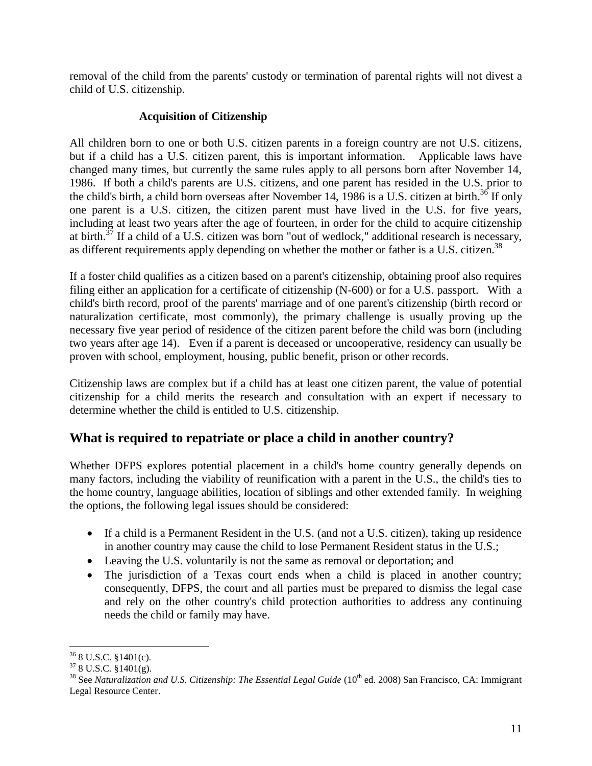removal of the child from the parents' custody or termination of parental rights will not divest a child of U.S. citizenship.

### Acquisition of Citizenship

All children born to one or both U.S. citizen parents in a foreign country are not U.S. citizens, but if a child has a U.S. citizen parent, this is important information. Applicable laws have changed many times, but currently the same rules apply to all persons born after November 14, 1986. If both a child's parents are U.S. citizens, and one parent has resided in the U.S. prior to the child's birth, a child born overseas after November 14, 1986 is a U.S. citizen at birth.[36] If only one parent is a U.S. citizen, the citizen parent must have lived in the U.S. for five years, including at least two years after the age of fourteen, in order for the child to acquire citizenship at birth.[37] If a child of a U.S. citizen was born "out of wedlock," additional research is necessary, as different requirements apply depending on whether the mother or father is a U.S. citizen.[38]

If a foster child qualifies as a citizen based on a parent's citizenship, obtaining proof also requires filing either an application for a certificate of citizenship (N-600) or for a U.S. passport. With a child's birth record, proof of the parents' marriage and of one parent's citizenship (birth record or naturalization certificate, most commonly), the primary challenge is usually proving up the necessary five year period of residence of the citizen parent before the child was born (including two years after age 14). Even if a parent is deceased or uncooperative, residency can usually be proven with school, employment, housing, public benefit, prison or other records.

Citizenship laws are complex but if a child has at least one citizen parent, the value of potential citizenship for a child merits the research and consultation with an expert if necessary to determine whether the child is entitled to U.S. citizenship.

## What is required to repatriate or place a child in another country?

Whether DFPS explores potential placement in a child's home country generally depends on many factors, including the viability of reunification with a parent in the U.S., the child's ties to the home country, language abilities, location of siblings and other extended family. In weighing the options, the following legal issues should be considered:

- If a child is a Permanent Resident in the U.S. (and not a U.S. citizen), taking up residence in another country may cause the child to lose Permanent Resident status in the U.S.;
- Leaving the U.S. voluntarily is not the same as removal or deportation; and
- The jurisdiction of a Texas court ends when a child is placed in another country; consequently, DFPS, the court and all parties must be prepared to dismiss the legal case and rely on the other country's child protection authorities to address any continuing needs the child or family may have.

---

[36] 8 U.S.C. §1401(c).

[37] 8 U.S.C. §1401(g).

[38] See *Naturalization and U.S. Citizenship: The Essential Legal Guide* (10th ed. 2008) San Francisco, CA: Immigrant Legal Resource Center.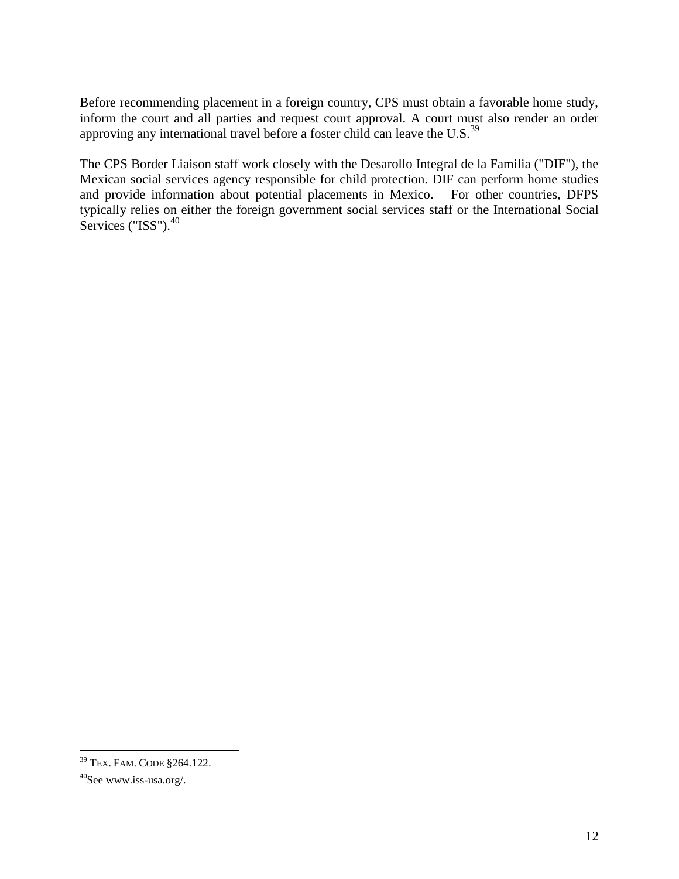Before recommending placement in a foreign country, CPS must obtain a favorable home study, inform the court and all parties and request court approval. A court must also render an order approving any international travel before a foster child can leave the U.S.[39]

The CPS Border Liaison staff work closely with the Desarollo Integral de la Familia ("DIF"), the Mexican social services agency responsible for child protection. DIF can perform home studies and provide information about potential placements in Mexico. For other countries, DFPS typically relies on either the foreign government social services staff or the International Social Services ("ISS").[40]

---

[39] TEX. FAM. CODE §264.122.

[40] See www.iss-usa.org/.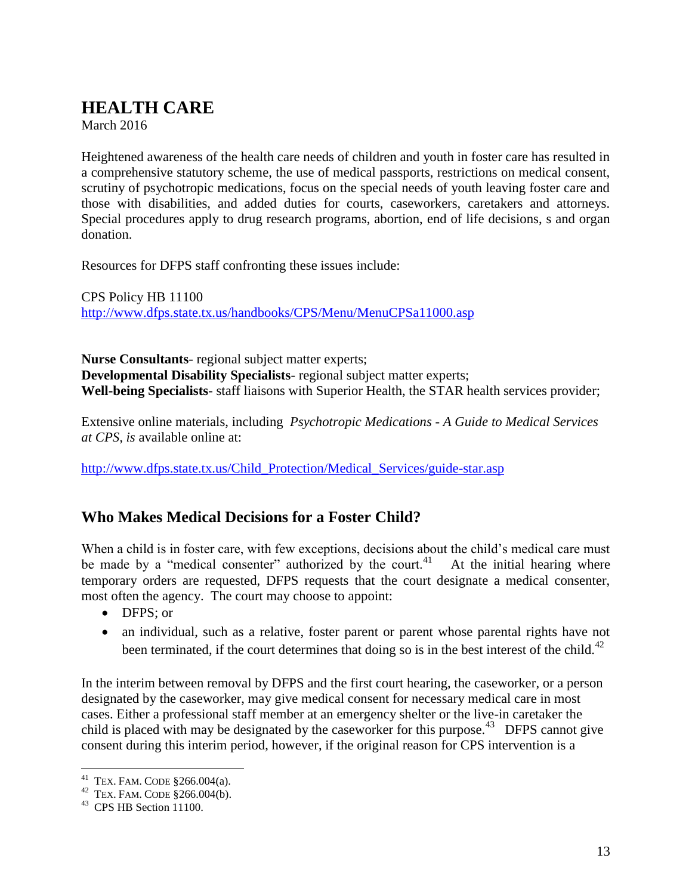# HEALTH CARE

March 2016

Heightened awareness of the health care needs of children and youth in foster care has resulted in a comprehensive statutory scheme, the use of medical passports, restrictions on medical consent, scrutiny of psychotropic medications, focus on the special needs of youth leaving foster care and those with disabilities, and added duties for courts, caseworkers, caretakers and attorneys. Special procedures apply to drug research programs, abortion, end of life decisions, s and organ donation.

Resources for DFPS staff confronting these issues include:

CPS Policy HB 11100
http://www.dfps.state.tx.us/handbooks/CPS/Menu/MenuCPSa11000.asp

**Nurse Consultants**- regional subject matter experts;
**Developmental Disability Specialists**- regional subject matter experts;
**Well-being Specialists**- staff liaisons with Superior Health, the STAR health services provider;

Extensive online materials, including *Psychotropic Medications - A Guide to Medical Services at CPS, is* available online at:

http://www.dfps.state.tx.us/Child_Protection/Medical_Services/guide-star.asp

## Who Makes Medical Decisions for a Foster Child?

When a child is in foster care, with few exceptions, decisions about the child's medical care must be made by a "medical consenter" authorized by the court.[41] At the initial hearing where temporary orders are requested, DFPS requests that the court designate a medical consenter, most often the agency. The court may choose to appoint:

- DFPS; or
- an individual, such as a relative, foster parent or parent whose parental rights have not been terminated, if the court determines that doing so is in the best interest of the child.[42]

In the interim between removal by DFPS and the first court hearing, the caseworker, or a person designated by the caseworker, may give medical consent for necessary medical care in most cases. Either a professional staff member at an emergency shelter or the live-in caretaker the child is placed with may be designated by the caseworker for this purpose.[43] DFPS cannot give consent during this interim period, however, if the original reason for CPS intervention is a

---

[41] TEX. FAM. CODE §266.004(a).
[42] TEX. FAM. CODE §266.004(b).
[43] CPS HB Section 11100.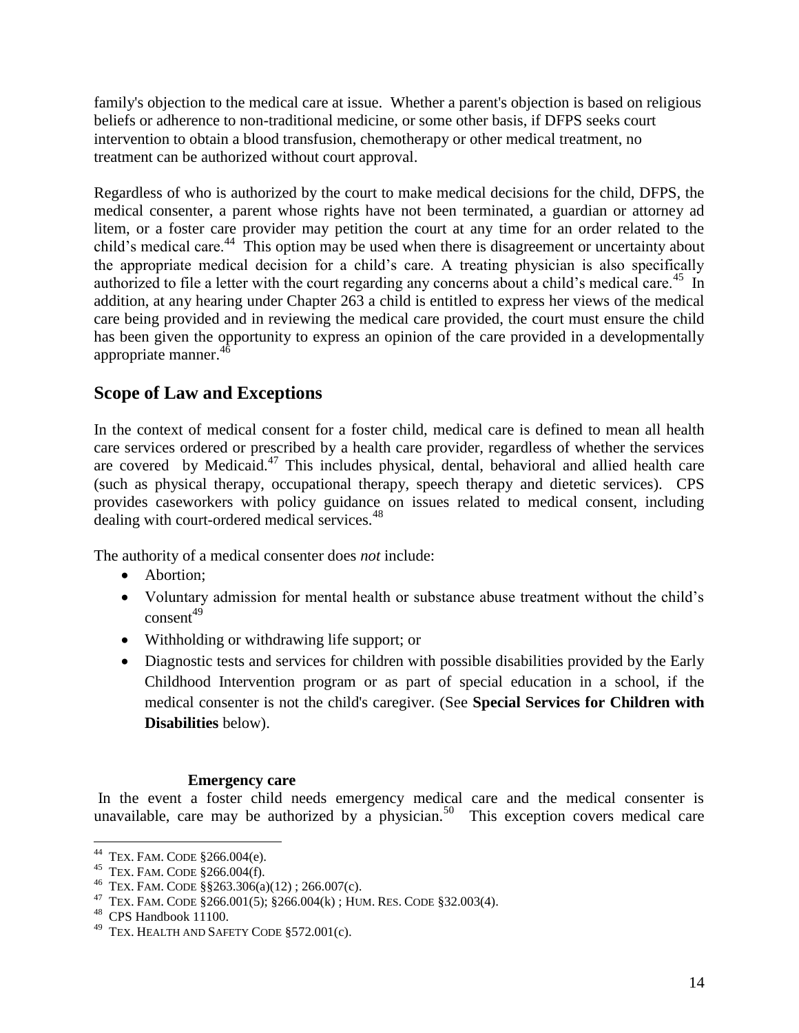family's objection to the medical care at issue. Whether a parent's objection is based on religious beliefs or adherence to non-traditional medicine, or some other basis, if DFPS seeks court intervention to obtain a blood transfusion, chemotherapy or other medical treatment, no treatment can be authorized without court approval.

Regardless of who is authorized by the court to make medical decisions for the child, DFPS, the medical consenter, a parent whose rights have not been terminated, a guardian or attorney ad litem, or a foster care provider may petition the court at any time for an order related to the child's medical care.[44] This option may be used when there is disagreement or uncertainty about the appropriate medical decision for a child's care. A treating physician is also specifically authorized to file a letter with the court regarding any concerns about a child's medical care.[45] In addition, at any hearing under Chapter 263 a child is entitled to express her views of the medical care being provided and in reviewing the medical care provided, the court must ensure the child has been given the opportunity to express an opinion of the care provided in a developmentally appropriate manner.[46]

## Scope of Law and Exceptions

In the context of medical consent for a foster child, medical care is defined to mean all health care services ordered or prescribed by a health care provider, regardless of whether the services are covered by Medicaid.[47] This includes physical, dental, behavioral and allied health care (such as physical therapy, occupational therapy, speech therapy and dietetic services). CPS provides caseworkers with policy guidance on issues related to medical consent, including dealing with court-ordered medical services.[48]

The authority of a medical consenter does *not* include:

- Abortion;
- Voluntary admission for mental health or substance abuse treatment without the child's consent[49]
- Withholding or withdrawing life support; or
- Diagnostic tests and services for children with possible disabilities provided by the Early Childhood Intervention program or as part of special education in a school, if the medical consenter is not the child's caregiver. (See **Special Services for Children with Disabilities** below).

**Emergency care**

In the event a foster child needs emergency medical care and the medical consenter is unavailable, care may be authorized by a physician.[50] This exception covers medical care

---

[44] TEX. FAM. CODE §266.004(e).

[45] TEX. FAM. CODE §266.004(f).

[46] TEX. FAM. CODE §§263.306(a)(12) ; 266.007(c).

[47] TEX. FAM. CODE §266.001(5); §266.004(k) ; HUM. RES. CODE §32.003(4).

[48] CPS Handbook 11100.

[49] TEX. HEALTH AND SAFETY CODE §572.001(c).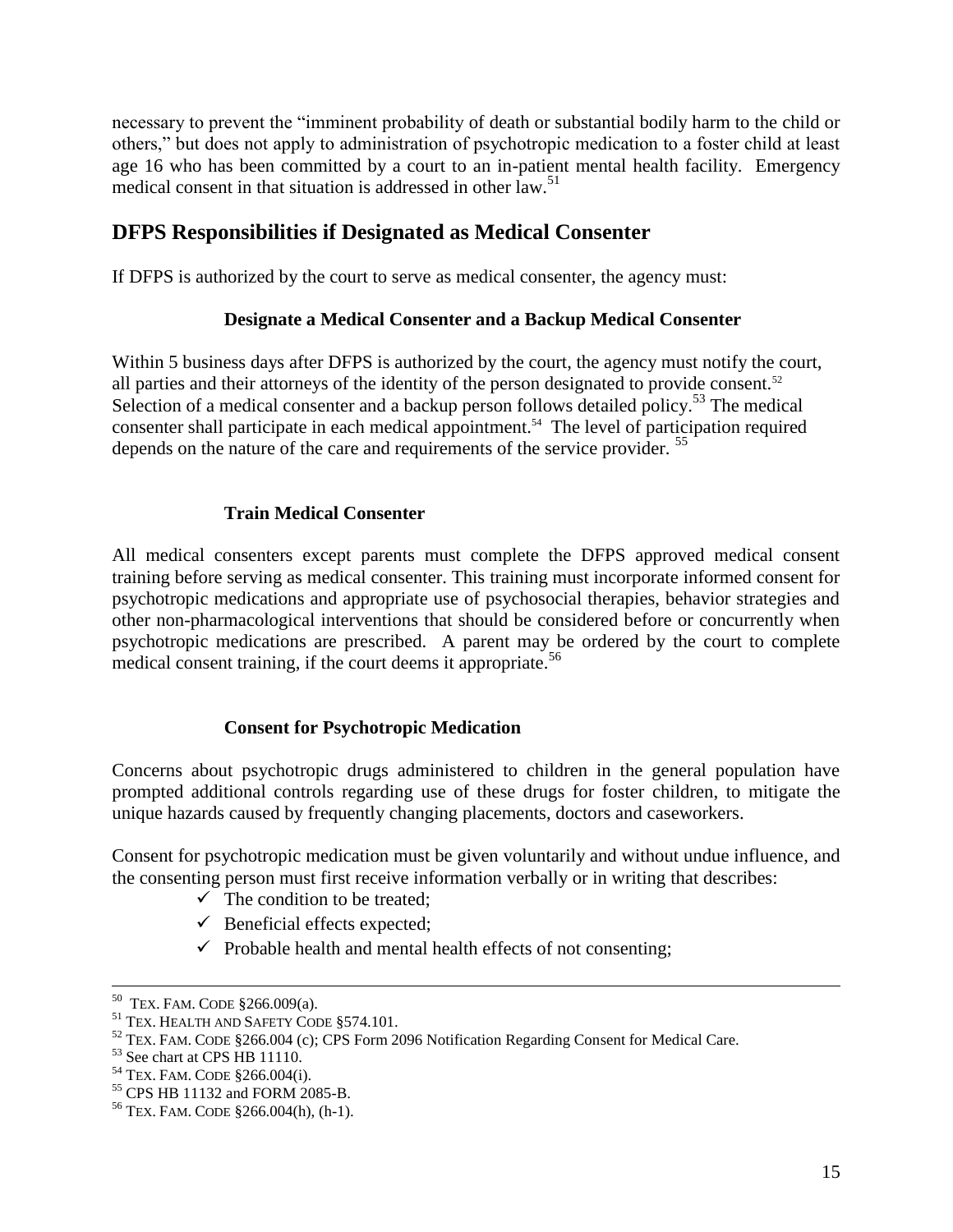necessary to prevent the "imminent probability of death or substantial bodily harm to the child or others," but does not apply to administration of psychotropic medication to a foster child at least age 16 who has been committed by a court to an in-patient mental health facility. Emergency medical consent in that situation is addressed in other law.[51]

## DFPS Responsibilities if Designated as Medical Consenter

If DFPS is authorized by the court to serve as medical consenter, the agency must:

### Designate a Medical Consenter and a Backup Medical Consenter

Within 5 business days after DFPS is authorized by the court, the agency must notify the court, all parties and their attorneys of the identity of the person designated to provide consent.[52] Selection of a medical consenter and a backup person follows detailed policy.[53] The medical consenter shall participate in each medical appointment.[54] The level of participation required depends on the nature of the care and requirements of the service provider.[55]

### Train Medical Consenter

All medical consenters except parents must complete the DFPS approved medical consent training before serving as medical consenter. This training must incorporate informed consent for psychotropic medications and appropriate use of psychosocial therapies, behavior strategies and other non-pharmacological interventions that should be considered before or concurrently when psychotropic medications are prescribed. A parent may be ordered by the court to complete medical consent training, if the court deems it appropriate.[56]

### Consent for Psychotropic Medication

Concerns about psychotropic drugs administered to children in the general population have prompted additional controls regarding use of these drugs for foster children, to mitigate the unique hazards caused by frequently changing placements, doctors and caseworkers.

Consent for psychotropic medication must be given voluntarily and without undue influence, and the consenting person must first receive information verbally or in writing that describes:

- ✓ The condition to be treated;
- ✓ Beneficial effects expected;
- ✓ Probable health and mental health effects of not consenting;

---

[50] TEX. FAM. CODE §266.009(a).
[51] TEX. HEALTH AND SAFETY CODE §574.101.
[52] TEX. FAM. CODE §266.004 (c); CPS Form 2096 Notification Regarding Consent for Medical Care.
[53] See chart at CPS HB 11110.
[54] TEX. FAM. CODE §266.004(i).
[55] CPS HB 11132 and FORM 2085-B.
[56] TEX. FAM. CODE §266.004(h), (h-1).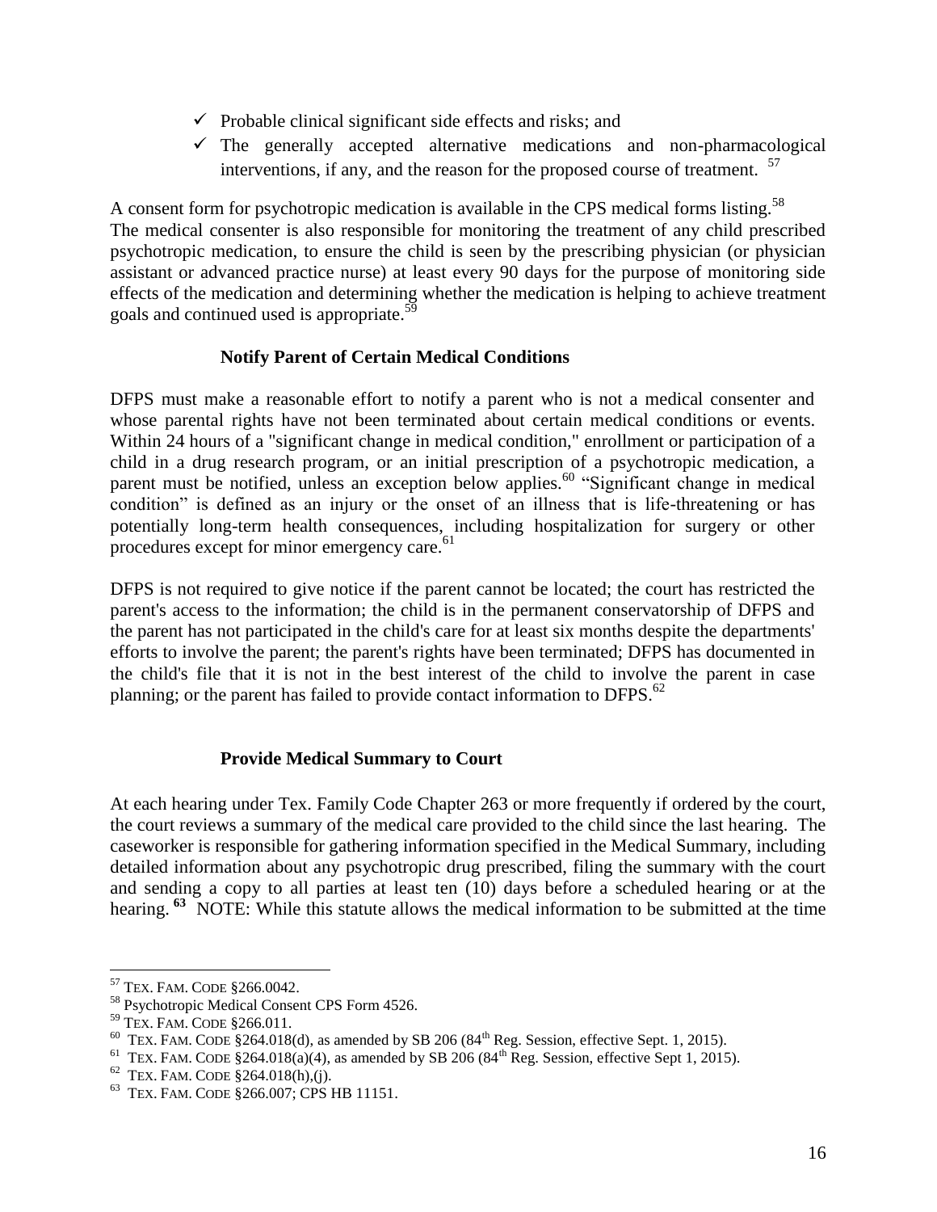- ✓ Probable clinical significant side effects and risks; and
- ✓ The generally accepted alternative medications and non-pharmacological interventions, if any, and the reason for the proposed course of treatment. [57]

A consent form for psychotropic medication is available in the CPS medical forms listing.[58] The medical consenter is also responsible for monitoring the treatment of any child prescribed psychotropic medication, to ensure the child is seen by the prescribing physician (or physician assistant or advanced practice nurse) at least every 90 days for the purpose of monitoring side effects of the medication and determining whether the medication is helping to achieve treatment goals and continued used is appropriate.[59]

**Notify Parent of Certain Medical Conditions**

DFPS must make a reasonable effort to notify a parent who is not a medical consenter and whose parental rights have not been terminated about certain medical conditions or events. Within 24 hours of a "significant change in medical condition," enrollment or participation of a child in a drug research program, or an initial prescription of a psychotropic medication, a parent must be notified, unless an exception below applies.[60] "Significant change in medical condition" is defined as an injury or the onset of an illness that is life-threatening or has potentially long-term health consequences, including hospitalization for surgery or other procedures except for minor emergency care.[61]

DFPS is not required to give notice if the parent cannot be located; the court has restricted the parent's access to the information; the child is in the permanent conservatorship of DFPS and the parent has not participated in the child's care for at least six months despite the departments' efforts to involve the parent; the parent's rights have been terminated; DFPS has documented in the child's file that it is not in the best interest of the child to involve the parent in case planning; or the parent has failed to provide contact information to DFPS.[62]

**Provide Medical Summary to Court**

At each hearing under Tex. Family Code Chapter 263 or more frequently if ordered by the court, the court reviews a summary of the medical care provided to the child since the last hearing. The caseworker is responsible for gathering information specified in the Medical Summary, including detailed information about any psychotropic drug prescribed, filing the summary with the court and sending a copy to all parties at least ten (10) days before a scheduled hearing or at the hearing. **[63]** NOTE: While this statute allows the medical information to be submitted at the time

---

[57] TEX. FAM. CODE §266.0042.

[58] Psychotropic Medical Consent CPS Form 4526.

[59] TEX. FAM. CODE §266.011.

[60] TEX. FAM. CODE §264.018(d), as amended by SB 206 (84th Reg. Session, effective Sept. 1, 2015).

[61] TEX. FAM. CODE §264.018(a)(4), as amended by SB 206 (84th Reg. Session, effective Sept 1, 2015).

[62] TEX. FAM. CODE §264.018(h),(j).

[63] TEX. FAM. CODE §266.007; CPS HB 11151.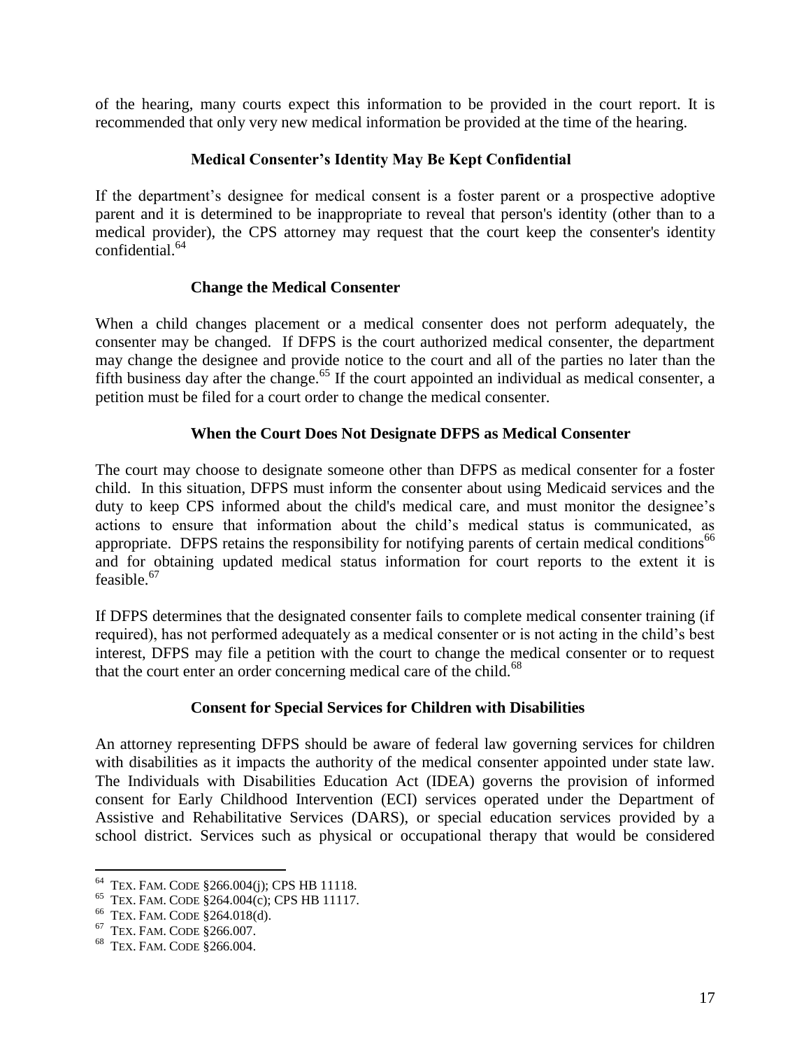of the hearing, many courts expect this information to be provided in the court report. It is recommended that only very new medical information be provided at the time of the hearing.

### Medical Consenter's Identity May Be Kept Confidential

If the department's designee for medical consent is a foster parent or a prospective adoptive parent and it is determined to be inappropriate to reveal that person's identity (other than to a medical provider), the CPS attorney may request that the court keep the consenter's identity confidential.[64]

### Change the Medical Consenter

When a child changes placement or a medical consenter does not perform adequately, the consenter may be changed. If DFPS is the court authorized medical consenter, the department may change the designee and provide notice to the court and all of the parties no later than the fifth business day after the change.[65] If the court appointed an individual as medical consenter, a petition must be filed for a court order to change the medical consenter.

### When the Court Does Not Designate DFPS as Medical Consenter

The court may choose to designate someone other than DFPS as medical consenter for a foster child. In this situation, DFPS must inform the consenter about using Medicaid services and the duty to keep CPS informed about the child's medical care, and must monitor the designee's actions to ensure that information about the child's medical status is communicated, as appropriate. DFPS retains the responsibility for notifying parents of certain medical conditions[66] and for obtaining updated medical status information for court reports to the extent it is feasible.[67]

If DFPS determines that the designated consenter fails to complete medical consenter training (if required), has not performed adequately as a medical consenter or is not acting in the child's best interest, DFPS may file a petition with the court to change the medical consenter or to request that the court enter an order concerning medical care of the child.[68]

### Consent for Special Services for Children with Disabilities

An attorney representing DFPS should be aware of federal law governing services for children with disabilities as it impacts the authority of the medical consenter appointed under state law. The Individuals with Disabilities Education Act (IDEA) governs the provision of informed consent for Early Childhood Intervention (ECI) services operated under the Department of Assistive and Rehabilitative Services (DARS), or special education services provided by a school district. Services such as physical or occupational therapy that would be considered

---

[64] TEX. FAM. CODE §266.004(j); CPS HB 11118.

[65] TEX. FAM. CODE §264.004(c); CPS HB 11117.

[66] TEX. FAM. CODE §264.018(d).

[67] TEX. FAM. CODE §266.007.

[68] TEX. FAM. CODE §266.004.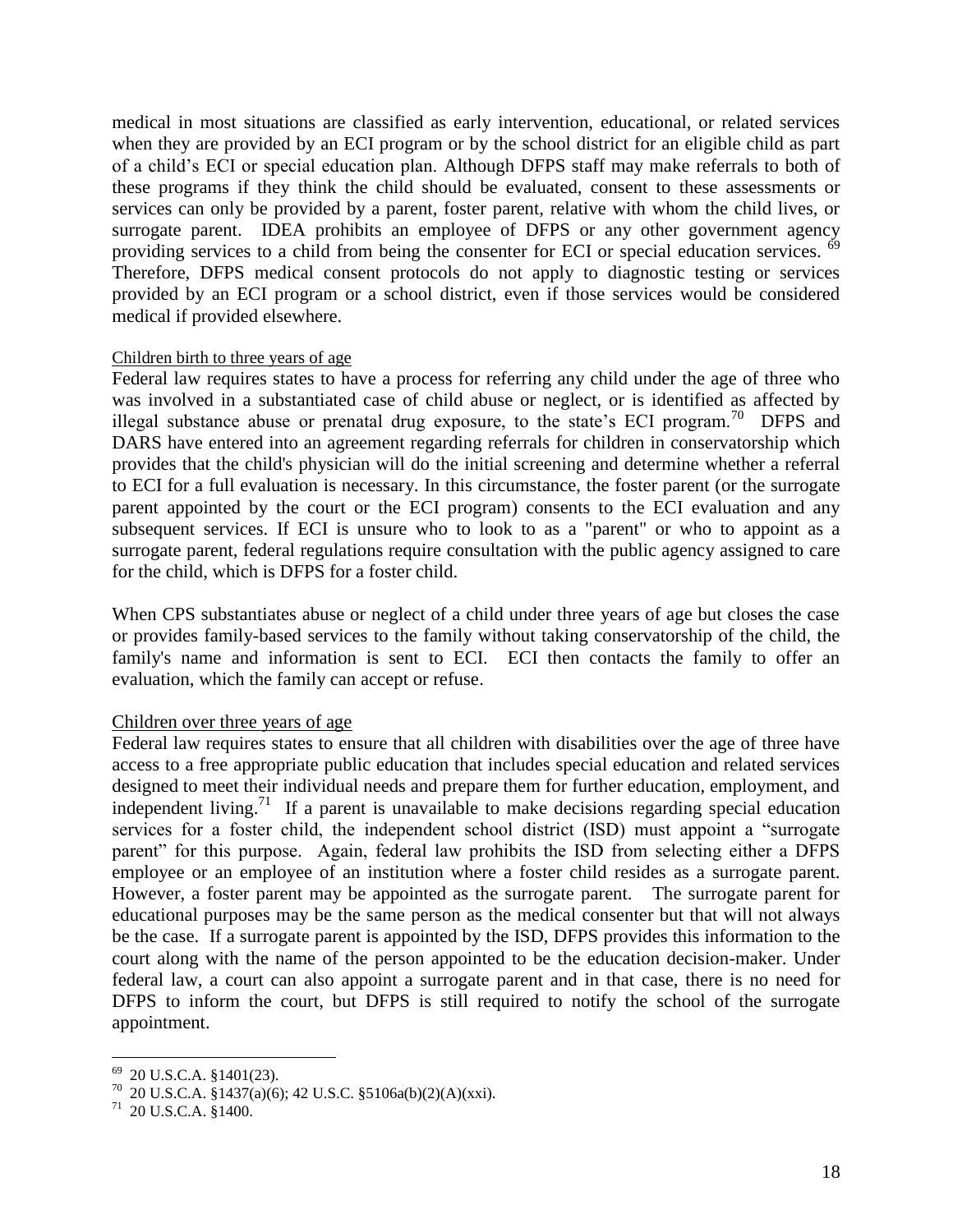medical in most situations are classified as early intervention, educational, or related services when they are provided by an ECI program or by the school district for an eligible child as part of a child's ECI or special education plan. Although DFPS staff may make referrals to both of these programs if they think the child should be evaluated, consent to these assessments or services can only be provided by a parent, foster parent, relative with whom the child lives, or surrogate parent. IDEA prohibits an employee of DFPS or any other government agency providing services to a child from being the consenter for ECI or special education services. [69] Therefore, DFPS medical consent protocols do not apply to diagnostic testing or services provided by an ECI program or a school district, even if those services would be considered medical if provided elsewhere.

### Children birth to three years of age

Federal law requires states to have a process for referring any child under the age of three who was involved in a substantiated case of child abuse or neglect, or is identified as affected by illegal substance abuse or prenatal drug exposure, to the state's ECI program.[70] DFPS and DARS have entered into an agreement regarding referrals for children in conservatorship which provides that the child's physician will do the initial screening and determine whether a referral to ECI for a full evaluation is necessary. In this circumstance, the foster parent (or the surrogate parent appointed by the court or the ECI program) consents to the ECI evaluation and any subsequent services. If ECI is unsure who to look to as a "parent" or who to appoint as a surrogate parent, federal regulations require consultation with the public agency assigned to care for the child, which is DFPS for a foster child.

When CPS substantiates abuse or neglect of a child under three years of age but closes the case or provides family-based services to the family without taking conservatorship of the child, the family's name and information is sent to ECI. ECI then contacts the family to offer an evaluation, which the family can accept or refuse.

### Children over three years of age

Federal law requires states to ensure that all children with disabilities over the age of three have access to a free appropriate public education that includes special education and related services designed to meet their individual needs and prepare them for further education, employment, and independent living.[71] If a parent is unavailable to make decisions regarding special education services for a foster child, the independent school district (ISD) must appoint a "surrogate parent" for this purpose. Again, federal law prohibits the ISD from selecting either a DFPS employee or an employee of an institution where a foster child resides as a surrogate parent. However, a foster parent may be appointed as the surrogate parent. The surrogate parent for educational purposes may be the same person as the medical consenter but that will not always be the case. If a surrogate parent is appointed by the ISD, DFPS provides this information to the court along with the name of the person appointed to be the education decision-maker. Under federal law, a court can also appoint a surrogate parent and in that case, there is no need for DFPS to inform the court, but DFPS is still required to notify the school of the surrogate appointment.

---

[69] 20 U.S.C.A. §1401(23).

[70] 20 U.S.C.A. §1437(a)(6); 42 U.S.C. §5106a(b)(2)(A)(xxi).

[71] 20 U.S.C.A. §1400.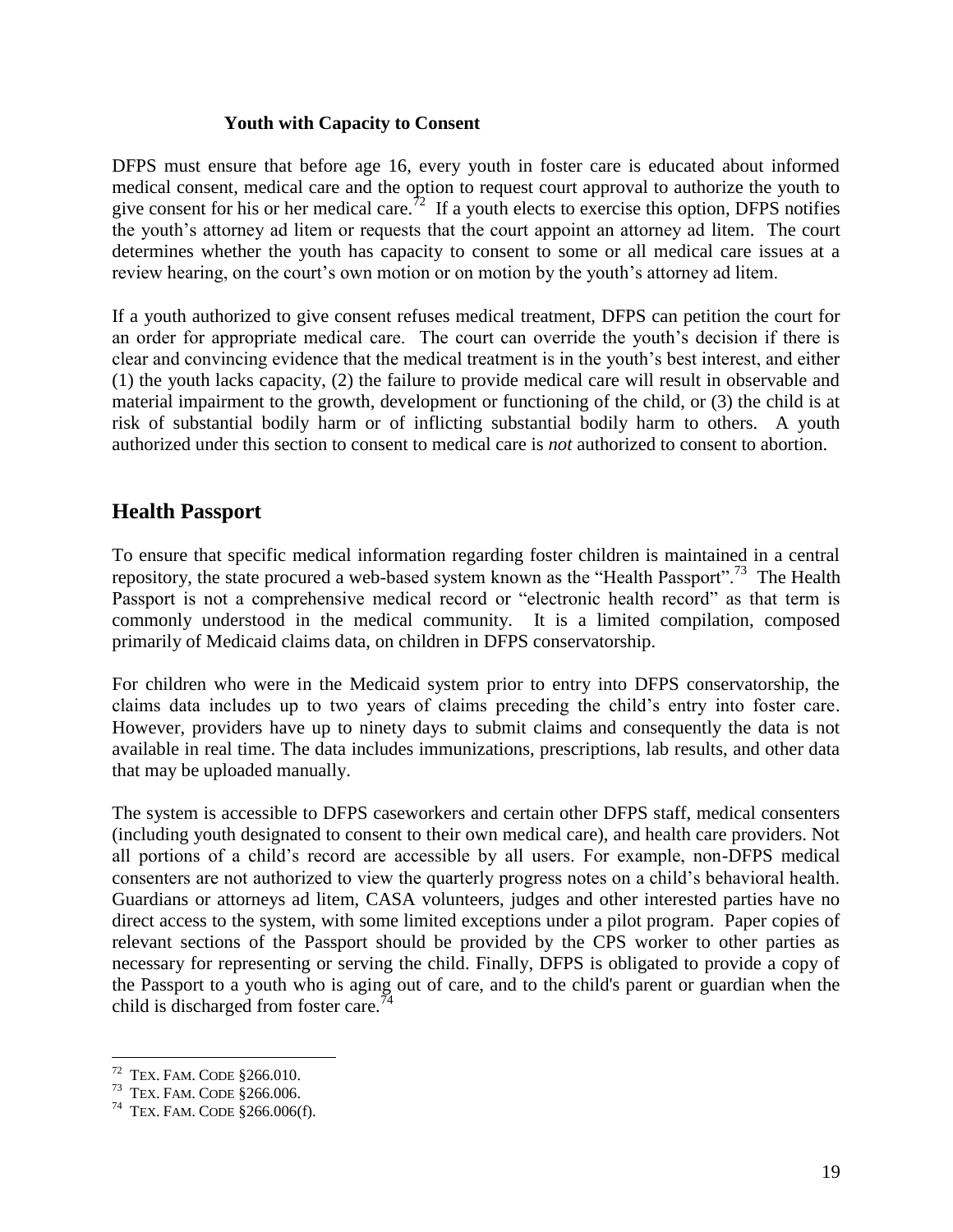### Youth with Capacity to Consent

DFPS must ensure that before age 16, every youth in foster care is educated about informed medical consent, medical care and the option to request court approval to authorize the youth to give consent for his or her medical care.[72] If a youth elects to exercise this option, DFPS notifies the youth's attorney ad litem or requests that the court appoint an attorney ad litem. The court determines whether the youth has capacity to consent to some or all medical care issues at a review hearing, on the court's own motion or on motion by the youth's attorney ad litem.

If a youth authorized to give consent refuses medical treatment, DFPS can petition the court for an order for appropriate medical care. The court can override the youth's decision if there is clear and convincing evidence that the medical treatment is in the youth's best interest, and either (1) the youth lacks capacity, (2) the failure to provide medical care will result in observable and material impairment to the growth, development or functioning of the child, or (3) the child is at risk of substantial bodily harm or of inflicting substantial bodily harm to others. A youth authorized under this section to consent to medical care is *not* authorized to consent to abortion.

## Health Passport

To ensure that specific medical information regarding foster children is maintained in a central repository, the state procured a web-based system known as the "Health Passport".[73] The Health Passport is not a comprehensive medical record or "electronic health record" as that term is commonly understood in the medical community. It is a limited compilation, composed primarily of Medicaid claims data, on children in DFPS conservatorship.

For children who were in the Medicaid system prior to entry into DFPS conservatorship, the claims data includes up to two years of claims preceding the child's entry into foster care. However, providers have up to ninety days to submit claims and consequently the data is not available in real time. The data includes immunizations, prescriptions, lab results, and other data that may be uploaded manually.

The system is accessible to DFPS caseworkers and certain other DFPS staff, medical consenters (including youth designated to consent to their own medical care), and health care providers. Not all portions of a child's record are accessible by all users. For example, non-DFPS medical consenters are not authorized to view the quarterly progress notes on a child's behavioral health. Guardians or attorneys ad litem, CASA volunteers, judges and other interested parties have no direct access to the system, with some limited exceptions under a pilot program. Paper copies of relevant sections of the Passport should be provided by the CPS worker to other parties as necessary for representing or serving the child. Finally, DFPS is obligated to provide a copy of the Passport to a youth who is aging out of care, and to the child's parent or guardian when the child is discharged from foster care.[74]

---

[72] TEX. FAM. CODE §266.010.

[73] TEX. FAM. CODE §266.006.

[74] TEX. FAM. CODE §266.006(f).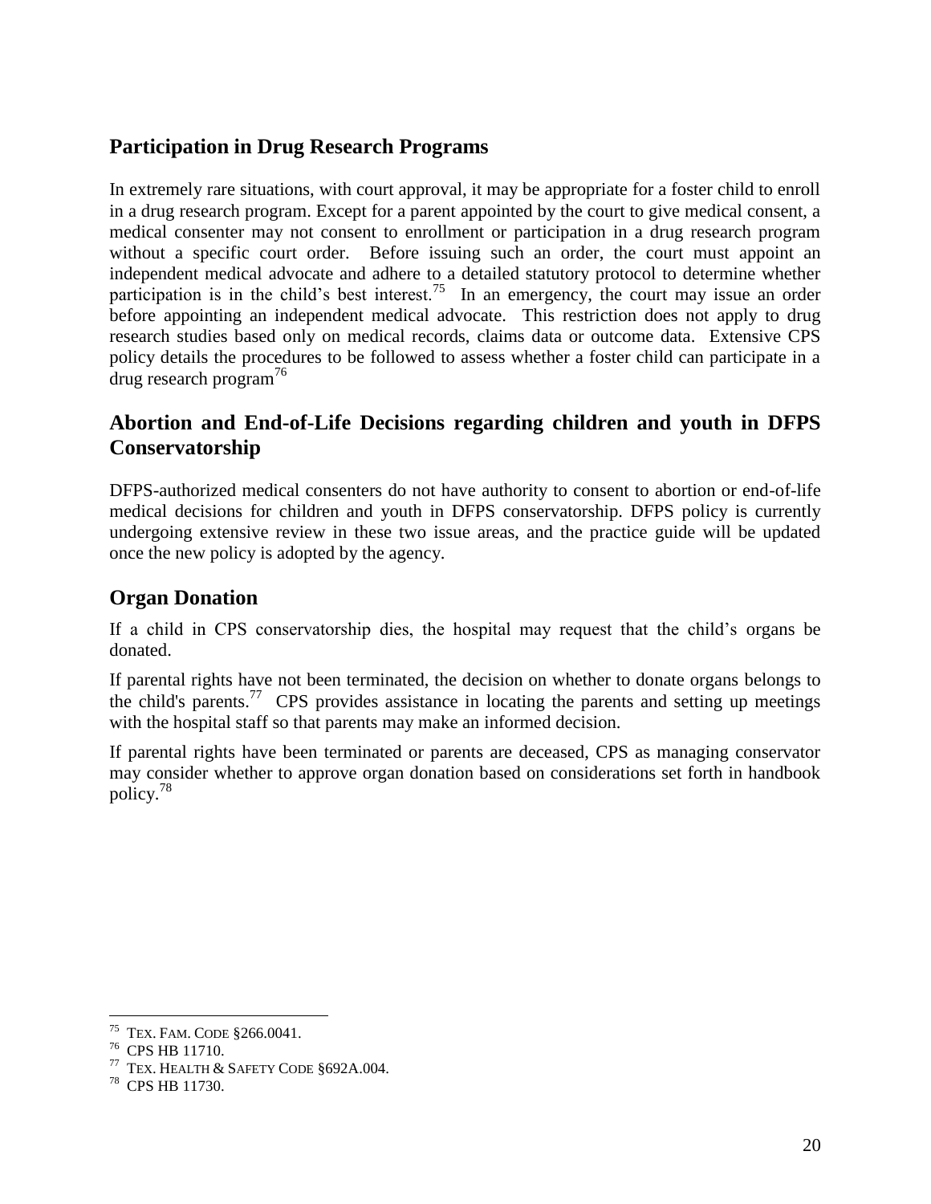## Participation in Drug Research Programs

In extremely rare situations, with court approval, it may be appropriate for a foster child to enroll in a drug research program. Except for a parent appointed by the court to give medical consent, a medical consenter may not consent to enrollment or participation in a drug research program without a specific court order. Before issuing such an order, the court must appoint an independent medical advocate and adhere to a detailed statutory protocol to determine whether participation is in the child's best interest.[75] In an emergency, the court may issue an order before appointing an independent medical advocate. This restriction does not apply to drug research studies based only on medical records, claims data or outcome data. Extensive CPS policy details the procedures to be followed to assess whether a foster child can participate in a drug research program[76]

## Abortion and End-of-Life Decisions regarding children and youth in DFPS Conservatorship

DFPS-authorized medical consenters do not have authority to consent to abortion or end-of-life medical decisions for children and youth in DFPS conservatorship. DFPS policy is currently undergoing extensive review in these two issue areas, and the practice guide will be updated once the new policy is adopted by the agency.

## Organ Donation

If a child in CPS conservatorship dies, the hospital may request that the child's organs be donated.

If parental rights have not been terminated, the decision on whether to donate organs belongs to the child's parents.[77] CPS provides assistance in locating the parents and setting up meetings with the hospital staff so that parents may make an informed decision.

If parental rights have been terminated or parents are deceased, CPS as managing conservator may consider whether to approve organ donation based on considerations set forth in handbook policy.[78]

---

[75] TEX. FAM. CODE §266.0041.

[76] CPS HB 11710.

[77] TEX. HEALTH & SAFETY CODE §692A.004.

[78] CPS HB 11730.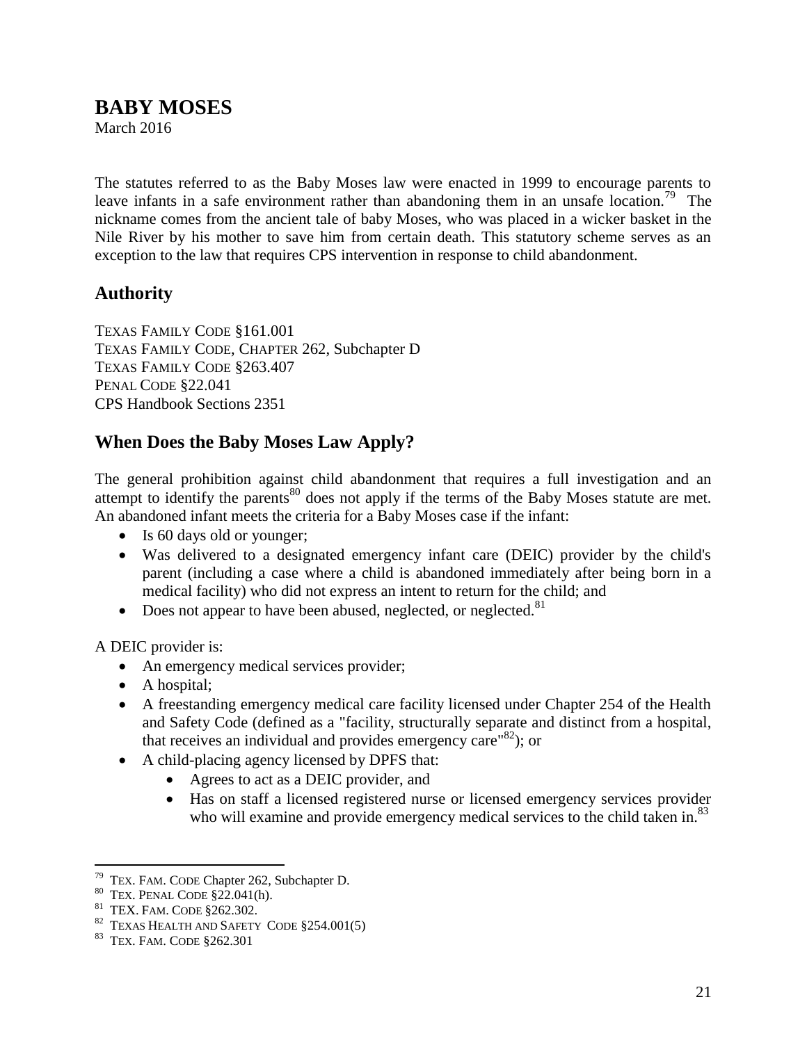# BABY MOSES

March 2016

The statutes referred to as the Baby Moses law were enacted in 1999 to encourage parents to leave infants in a safe environment rather than abandoning them in an unsafe location.[79] The nickname comes from the ancient tale of baby Moses, who was placed in a wicker basket in the Nile River by his mother to save him from certain death. This statutory scheme serves as an exception to the law that requires CPS intervention in response to child abandonment.

## Authority

TEXAS FAMILY CODE §161.001
TEXAS FAMILY CODE, CHAPTER 262, Subchapter D
TEXAS FAMILY CODE §263.407
PENAL CODE §22.041
CPS Handbook Sections 2351

## When Does the Baby Moses Law Apply?

The general prohibition against child abandonment that requires a full investigation and an attempt to identify the parents[80] does not apply if the terms of the Baby Moses statute are met. An abandoned infant meets the criteria for a Baby Moses case if the infant:

- Is 60 days old or younger;
- Was delivered to a designated emergency infant care (DEIC) provider by the child's parent (including a case where a child is abandoned immediately after being born in a medical facility) who did not express an intent to return for the child; and
- Does not appear to have been abused, neglected, or neglected.[81]

A DEIC provider is:

- An emergency medical services provider;
- A hospital;
- A freestanding emergency medical care facility licensed under Chapter 254 of the Health and Safety Code (defined as a "facility, structurally separate and distinct from a hospital, that receives an individual and provides emergency care"[82]); or
- A child-placing agency licensed by DPFS that:
    - Agrees to act as a DEIC provider, and
    - Has on staff a licensed registered nurse or licensed emergency services provider who will examine and provide emergency medical services to the child taken in.[83]

---

[79] TEX. FAM. CODE Chapter 262, Subchapter D.
[80] TEX. PENAL CODE §22.041(h).
[81] TEX. FAM. CODE §262.302.
[82] TEXAS HEALTH AND SAFETY CODE §254.001(5)
[83] TEX. FAM. CODE §262.301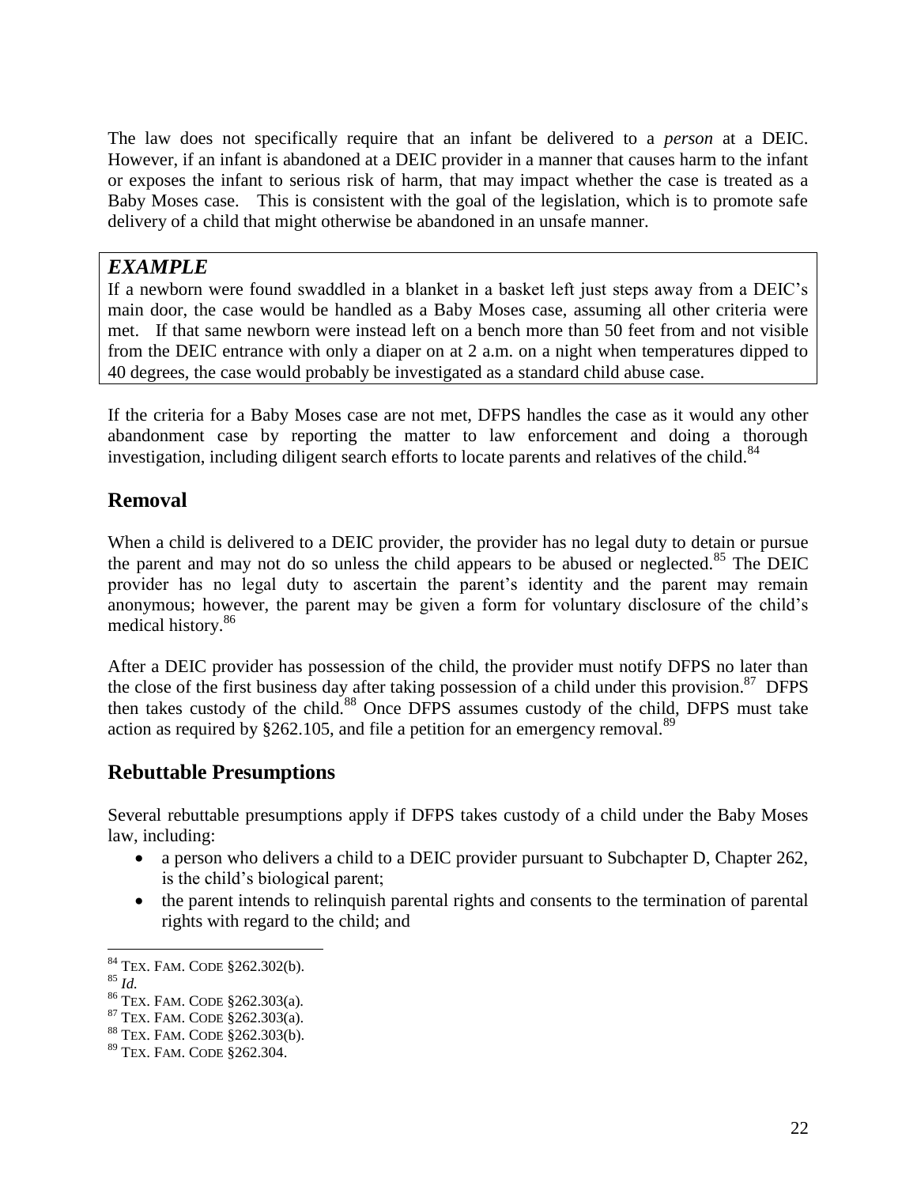The law does not specifically require that an infant be delivered to a *person* at a DEIC. However, if an infant is abandoned at a DEIC provider in a manner that causes harm to the infant or exposes the infant to serious risk of harm, that may impact whether the case is treated as a Baby Moses case. This is consistent with the goal of the legislation, which is to promote safe delivery of a child that might otherwise be abandoned in an unsafe manner.

> ***EXAMPLE***
>
> If a newborn were found swaddled in a blanket in a basket left just steps away from a DEIC's main door, the case would be handled as a Baby Moses case, assuming all other criteria were met. If that same newborn were instead left on a bench more than 50 feet from and not visible from the DEIC entrance with only a diaper on at 2 a.m. on a night when temperatures dipped to 40 degrees, the case would probably be investigated as a standard child abuse case.

If the criteria for a Baby Moses case are not met, DFPS handles the case as it would any other abandonment case by reporting the matter to law enforcement and doing a thorough investigation, including diligent search efforts to locate parents and relatives of the child.[84]

## Removal

When a child is delivered to a DEIC provider, the provider has no legal duty to detain or pursue the parent and may not do so unless the child appears to be abused or neglected.[85] The DEIC provider has no legal duty to ascertain the parent's identity and the parent may remain anonymous; however, the parent may be given a form for voluntary disclosure of the child's medical history.[86]

After a DEIC provider has possession of the child, the provider must notify DFPS no later than the close of the first business day after taking possession of a child under this provision.[87] DFPS then takes custody of the child.[88] Once DFPS assumes custody of the child, DFPS must take action as required by §262.105, and file a petition for an emergency removal.[89]

## Rebuttable Presumptions

Several rebuttable presumptions apply if DFPS takes custody of a child under the Baby Moses law, including:

- a person who delivers a child to a DEIC provider pursuant to Subchapter D, Chapter 262, is the child's biological parent;
- the parent intends to relinquish parental rights and consents to the termination of parental rights with regard to the child; and

---

[84] TEX. FAM. CODE §262.302(b).
[85] *Id.*
[86] TEX. FAM. CODE §262.303(a).
[87] TEX. FAM. CODE §262.303(a).
[88] TEX. FAM. CODE §262.303(b).
[89] TEX. FAM. CODE §262.304.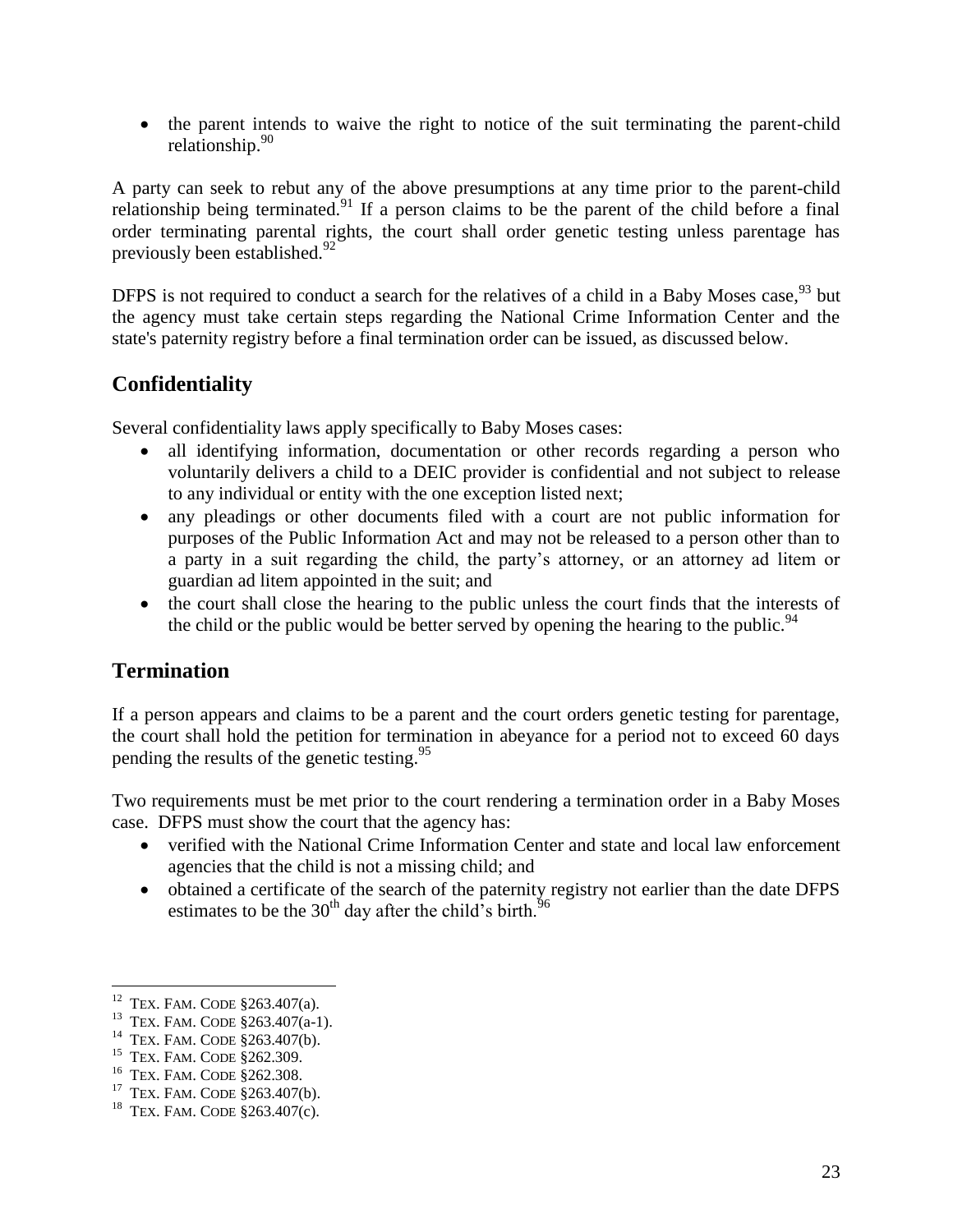- the parent intends to waive the right to notice of the suit terminating the parent-child relationship.[90]

A party can seek to rebut any of the above presumptions at any time prior to the parent-child relationship being terminated.[91] If a person claims to be the parent of the child before a final order terminating parental rights, the court shall order genetic testing unless parentage has previously been established.[92]

DFPS is not required to conduct a search for the relatives of a child in a Baby Moses case,[93] but the agency must take certain steps regarding the National Crime Information Center and the state's paternity registry before a final termination order can be issued, as discussed below.

## Confidentiality

Several confidentiality laws apply specifically to Baby Moses cases:

- all identifying information, documentation or other records regarding a person who voluntarily delivers a child to a DEIC provider is confidential and not subject to release to any individual or entity with the one exception listed next;
- any pleadings or other documents filed with a court are not public information for purposes of the Public Information Act and may not be released to a person other than to a party in a suit regarding the child, the party's attorney, or an attorney ad litem or guardian ad litem appointed in the suit; and
- the court shall close the hearing to the public unless the court finds that the interests of the child or the public would be better served by opening the hearing to the public.[94]

## Termination

If a person appears and claims to be a parent and the court orders genetic testing for parentage, the court shall hold the petition for termination in abeyance for a period not to exceed 60 days pending the results of the genetic testing.[95]

Two requirements must be met prior to the court rendering a termination order in a Baby Moses case. DFPS must show the court that the agency has:

- verified with the National Crime Information Center and state and local law enforcement agencies that the child is not a missing child; and
- obtained a certificate of the search of the paternity registry not earlier than the date DFPS estimates to be the 30th day after the child's birth.[96]

---

[12] TEX. FAM. CODE §263.407(a).
[13] TEX. FAM. CODE §263.407(a-1).
[14] TEX. FAM. CODE §263.407(b).
[15] TEX. FAM. CODE §262.309.
[16] TEX. FAM. CODE §262.308.
[17] TEX. FAM. CODE §263.407(b).
[18] TEX. FAM. CODE §263.407(c).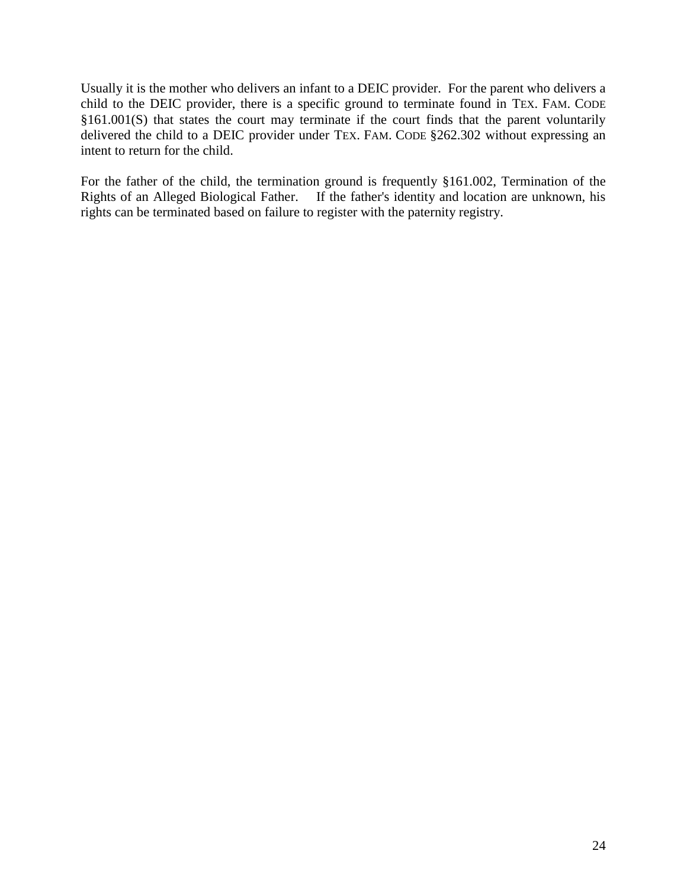Usually it is the mother who delivers an infant to a DEIC provider. For the parent who delivers a child to the DEIC provider, there is a specific ground to terminate found in TEX. FAM. CODE §161.001(S) that states the court may terminate if the court finds that the parent voluntarily delivered the child to a DEIC provider under TEX. FAM. CODE §262.302 without expressing an intent to return for the child.

For the father of the child, the termination ground is frequently §161.002, Termination of the Rights of an Alleged Biological Father. If the father's identity and location are unknown, his rights can be terminated based on failure to register with the paternity registry.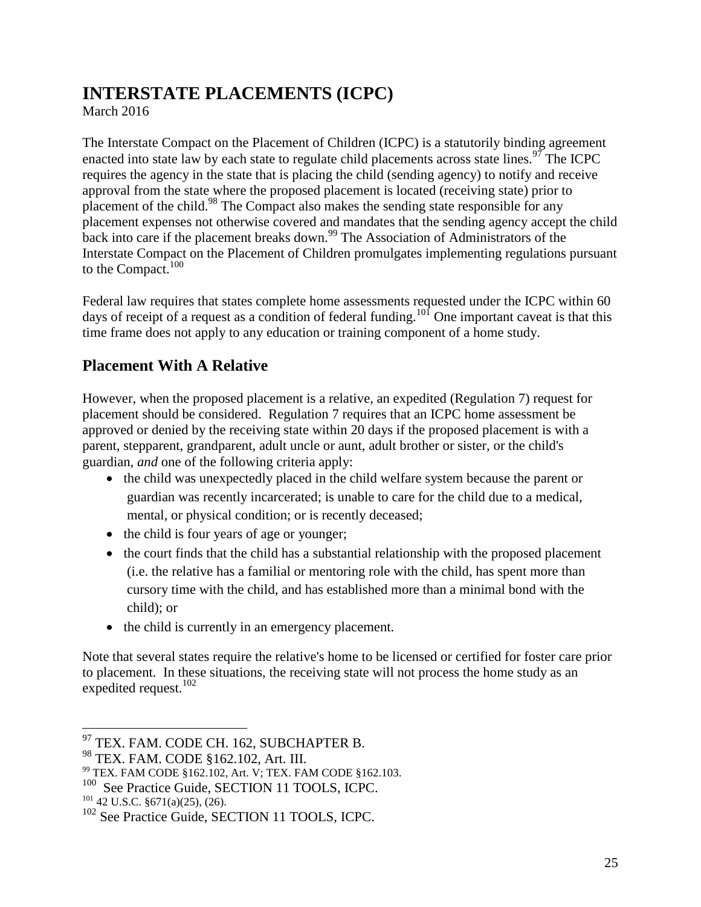# INTERSTATE PLACEMENTS (ICPC)

March 2016

The Interstate Compact on the Placement of Children (ICPC) is a statutorily binding agreement enacted into state law by each state to regulate child placements across state lines.[97] The ICPC requires the agency in the state that is placing the child (sending agency) to notify and receive approval from the state where the proposed placement is located (receiving state) prior to placement of the child.[98] The Compact also makes the sending state responsible for any placement expenses not otherwise covered and mandates that the sending agency accept the child back into care if the placement breaks down.[99] The Association of Administrators of the Interstate Compact on the Placement of Children promulgates implementing regulations pursuant to the Compact.[100]

Federal law requires that states complete home assessments requested under the ICPC within 60 days of receipt of a request as a condition of federal funding.[101] One important caveat is that this time frame does not apply to any education or training component of a home study.

## Placement With A Relative

However, when the proposed placement is a relative, an expedited (Regulation 7) request for placement should be considered. Regulation 7 requires that an ICPC home assessment be approved or denied by the receiving state within 20 days if the proposed placement is with a parent, stepparent, grandparent, adult uncle or aunt, adult brother or sister, or the child's guardian, *and* one of the following criteria apply:

- the child was unexpectedly placed in the child welfare system because the parent or guardian was recently incarcerated; is unable to care for the child due to a medical, mental, or physical condition; or is recently deceased;
- the child is four years of age or younger;
- the court finds that the child has a substantial relationship with the proposed placement (i.e. the relative has a familial or mentoring role with the child, has spent more than cursory time with the child, and has established more than a minimal bond with the child); or
- the child is currently in an emergency placement.

Note that several states require the relative's home to be licensed or certified for foster care prior to placement. In these situations, the receiving state will not process the home study as an expedited request.[102]

---

[97] TEX. FAM. CODE CH. 162, SUBCHAPTER B.
[98] TEX. FAM. CODE §162.102, Art. III.
[99] TEX. FAM CODE §162.102, Art. V; TEX. FAM CODE §162.103.
[100] See Practice Guide, SECTION 11 TOOLS, ICPC.
[101] 42 U.S.C. §671(a)(25), (26).
[102] See Practice Guide, SECTION 11 TOOLS, ICPC.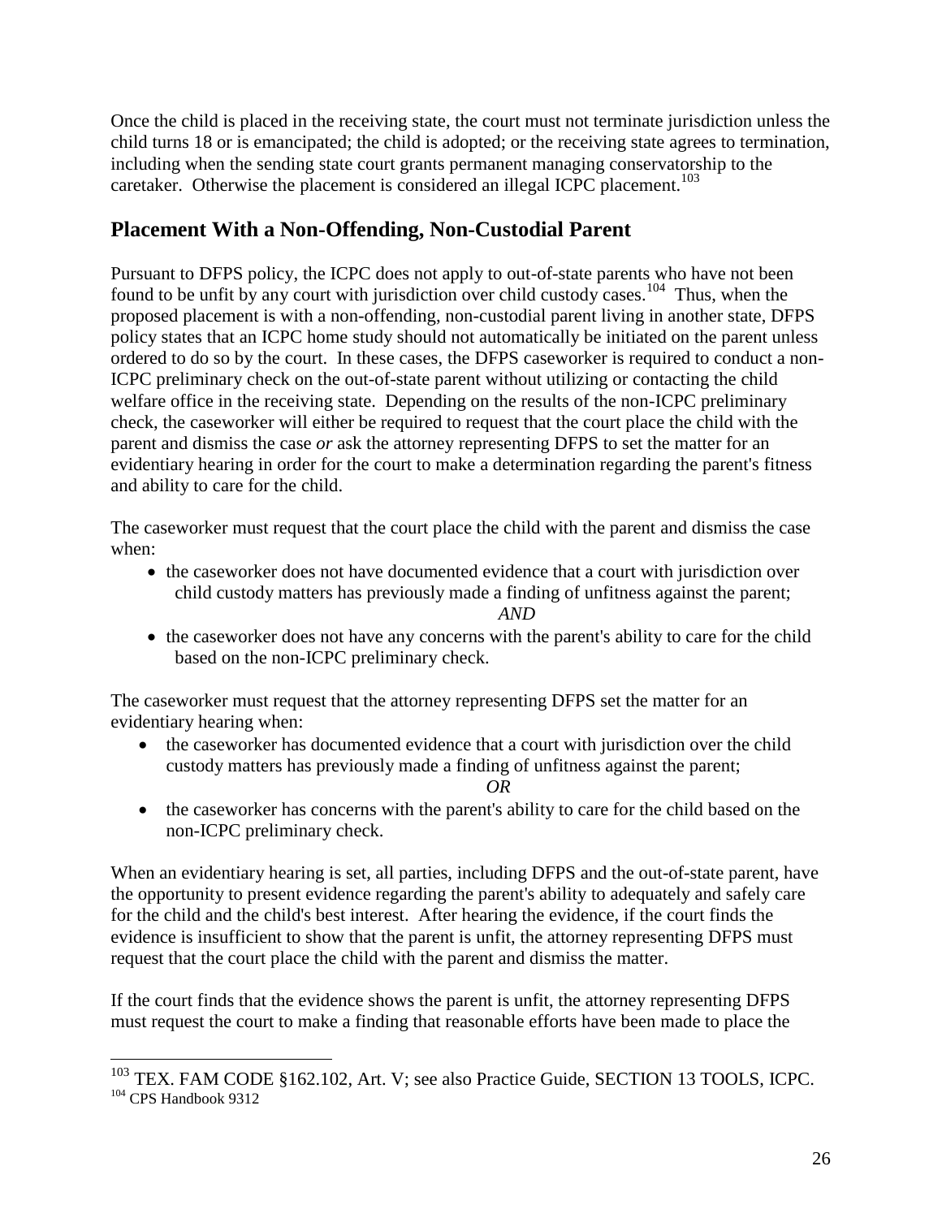Once the child is placed in the receiving state, the court must not terminate jurisdiction unless the child turns 18 or is emancipated; the child is adopted; or the receiving state agrees to termination, including when the sending state court grants permanent managing conservatorship to the caretaker. Otherwise the placement is considered an illegal ICPC placement.[103]

## Placement With a Non-Offending, Non-Custodial Parent

Pursuant to DFPS policy, the ICPC does not apply to out-of-state parents who have not been found to be unfit by any court with jurisdiction over child custody cases.[104] Thus, when the proposed placement is with a non-offending, non-custodial parent living in another state, DFPS policy states that an ICPC home study should not automatically be initiated on the parent unless ordered to do so by the court. In these cases, the DFPS caseworker is required to conduct a non-ICPC preliminary check on the out-of-state parent without utilizing or contacting the child welfare office in the receiving state. Depending on the results of the non-ICPC preliminary check, the caseworker will either be required to request that the court place the child with the parent and dismiss the case *or* ask the attorney representing DFPS to set the matter for an evidentiary hearing in order for the court to make a determination regarding the parent's fitness and ability to care for the child.

The caseworker must request that the court place the child with the parent and dismiss the case when:

- the caseworker does not have documented evidence that a court with jurisdiction over child custody matters has previously made a finding of unfitness against the parent;

  *AND*

- the caseworker does not have any concerns with the parent's ability to care for the child based on the non-ICPC preliminary check.

The caseworker must request that the attorney representing DFPS set the matter for an evidentiary hearing when:

- the caseworker has documented evidence that a court with jurisdiction over the child custody matters has previously made a finding of unfitness against the parent;

  *OR*

- the caseworker has concerns with the parent's ability to care for the child based on the non-ICPC preliminary check.

When an evidentiary hearing is set, all parties, including DFPS and the out-of-state parent, have the opportunity to present evidence regarding the parent's ability to adequately and safely care for the child and the child's best interest. After hearing the evidence, if the court finds the evidence is insufficient to show that the parent is unfit, the attorney representing DFPS must request that the court place the child with the parent and dismiss the matter.

If the court finds that the evidence shows the parent is unfit, the attorney representing DFPS must request the court to make a finding that reasonable efforts have been made to place the

---

[103] TEX. FAM CODE §162.102, Art. V; see also Practice Guide, SECTION 13 TOOLS, ICPC.

[104] CPS Handbook 9312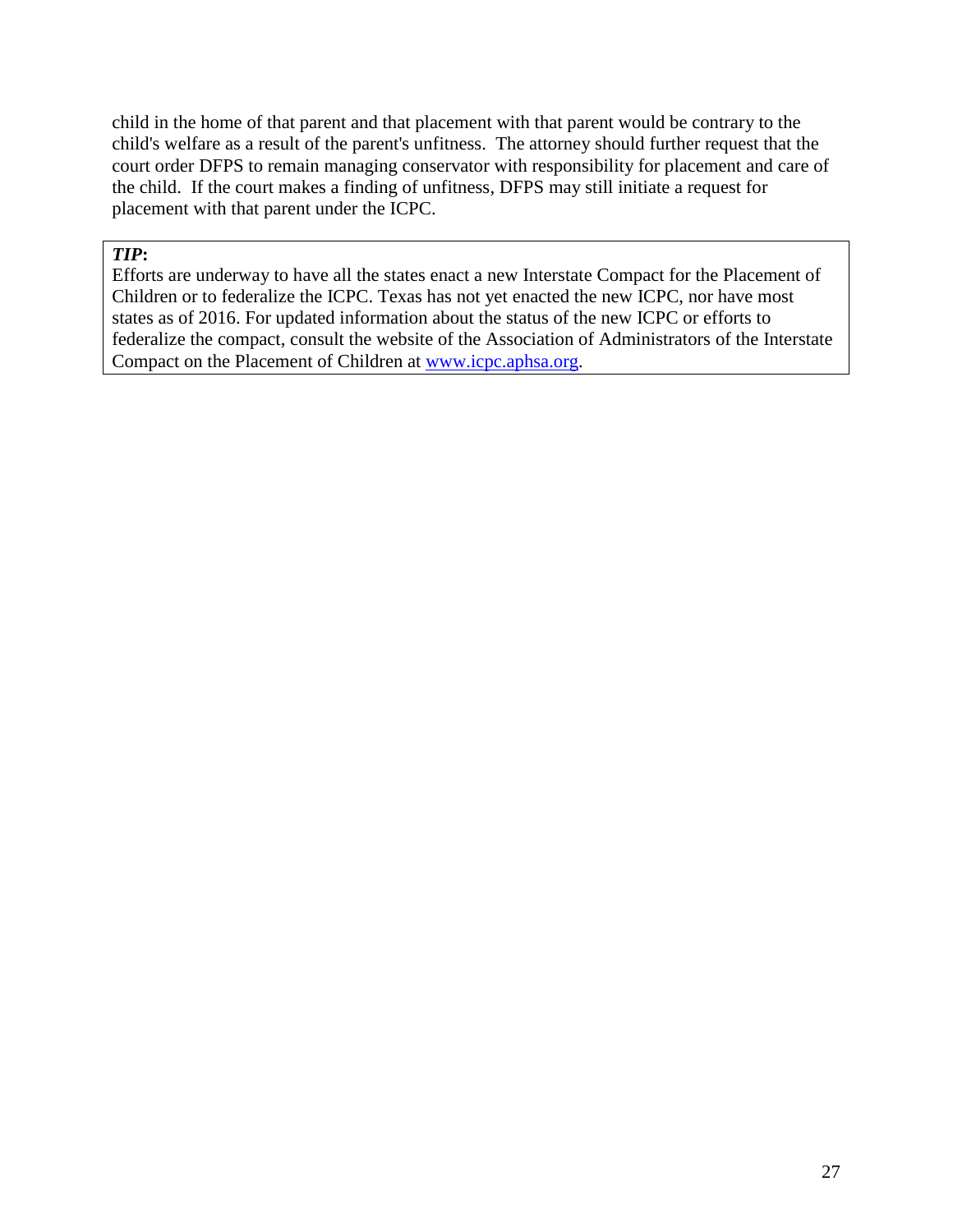child in the home of that parent and that placement with that parent would be contrary to the child's welfare as a result of the parent's unfitness. The attorney should further request that the court order DFPS to remain managing conservator with responsibility for placement and care of the child. If the court makes a finding of unfitness, DFPS may still initiate a request for placement with that parent under the ICPC.

> ***TIP*:**
> Efforts are underway to have all the states enact a new Interstate Compact for the Placement of Children or to federalize the ICPC. Texas has not yet enacted the new ICPC, nor have most states as of 2016. For updated information about the status of the new ICPC or efforts to federalize the compact, consult the website of the Association of Administrators of the Interstate Compact on the Placement of Children at [www.icpc.aphsa.org](http://www.icpc.aphsa.org).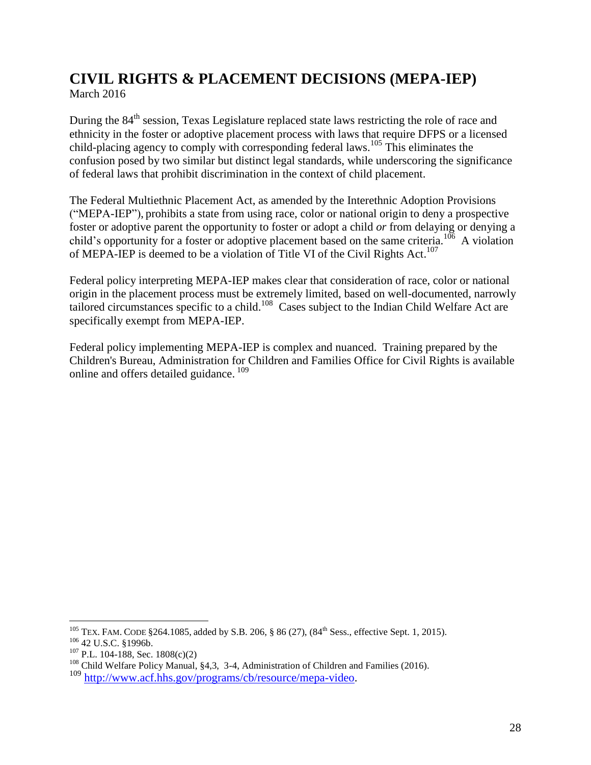# CIVIL RIGHTS & PLACEMENT DECISIONS (MEPA-IEP)

March 2016

During the 84th session, Texas Legislature replaced state laws restricting the role of race and ethnicity in the foster or adoptive placement process with laws that require DFPS or a licensed child-placing agency to comply with corresponding federal laws.[105] This eliminates the confusion posed by two similar but distinct legal standards, while underscoring the significance of federal laws that prohibit discrimination in the context of child placement.

The Federal Multiethnic Placement Act, as amended by the Interethnic Adoption Provisions ("MEPA-IEP"), prohibits a state from using race, color or national origin to deny a prospective foster or adoptive parent the opportunity to foster or adopt a child *or* from delaying or denying a child's opportunity for a foster or adoptive placement based on the same criteria.[106] A violation of MEPA-IEP is deemed to be a violation of Title VI of the Civil Rights Act.[107]

Federal policy interpreting MEPA-IEP makes clear that consideration of race, color or national origin in the placement process must be extremely limited, based on well-documented, narrowly tailored circumstances specific to a child.[108] Cases subject to the Indian Child Welfare Act are specifically exempt from MEPA-IEP.

Federal policy implementing MEPA-IEP is complex and nuanced. Training prepared by the Children's Bureau, Administration for Children and Families Office for Civil Rights is available online and offers detailed guidance.[109]

---

[105] TEX. FAM. CODE §264.1085, added by S.B. 206, § 86 (27), (84th Sess., effective Sept. 1, 2015).

[106] 42 U.S.C. §1996b.

[107] P.L. 104-188, Sec. 1808(c)(2)

[108] Child Welfare Policy Manual, §4,3, 3-4, Administration of Children and Families (2016).

[109] http://www.acf.hhs.gov/programs/cb/resource/mepa-video.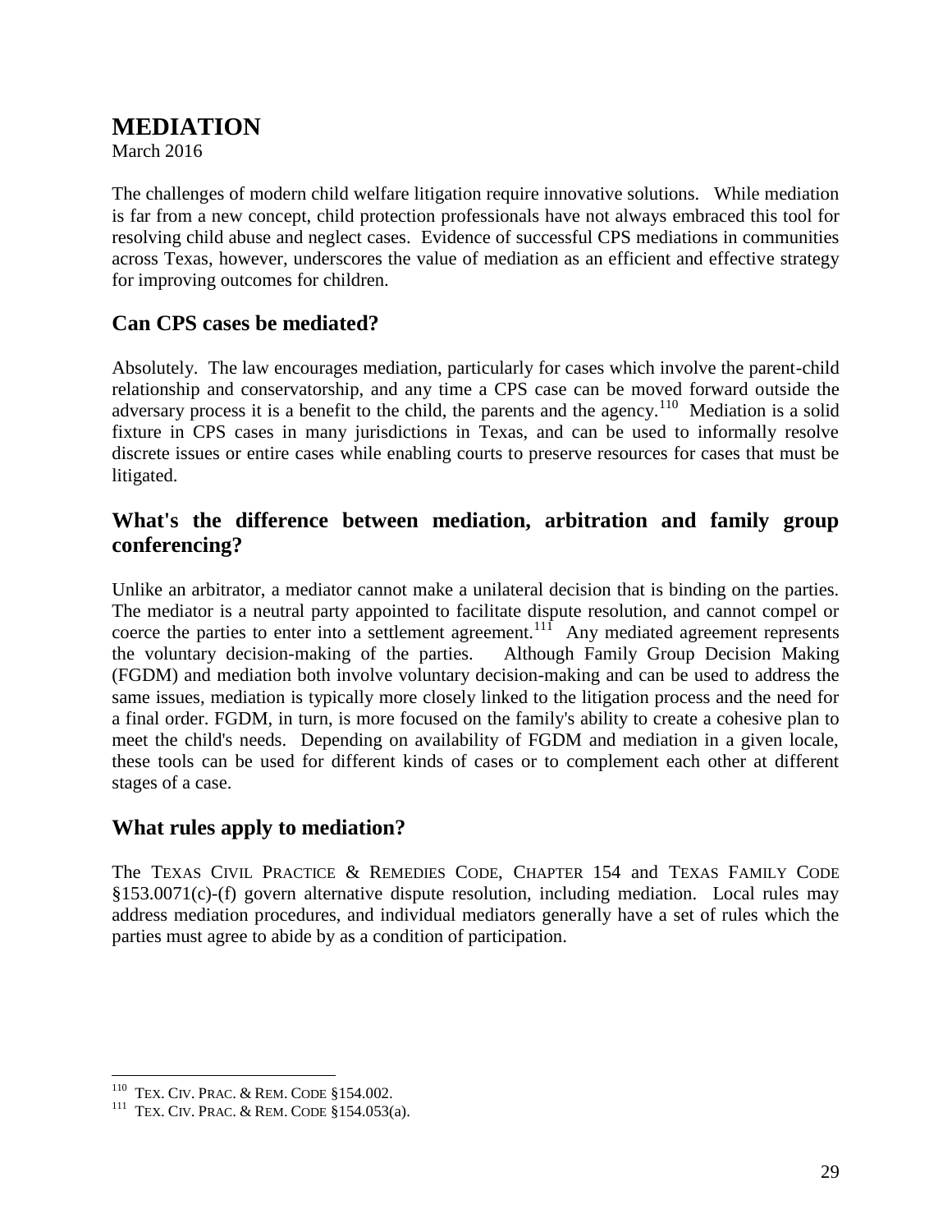# MEDIATION

March 2016

The challenges of modern child welfare litigation require innovative solutions. While mediation is far from a new concept, child protection professionals have not always embraced this tool for resolving child abuse and neglect cases. Evidence of successful CPS mediations in communities across Texas, however, underscores the value of mediation as an efficient and effective strategy for improving outcomes for children.

## Can CPS cases be mediated?

Absolutely. The law encourages mediation, particularly for cases which involve the parent-child relationship and conservatorship, and any time a CPS case can be moved forward outside the adversary process it is a benefit to the child, the parents and the agency.[110] Mediation is a solid fixture in CPS cases in many jurisdictions in Texas, and can be used to informally resolve discrete issues or entire cases while enabling courts to preserve resources for cases that must be litigated.

## What's the difference between mediation, arbitration and family group conferencing?

Unlike an arbitrator, a mediator cannot make a unilateral decision that is binding on the parties. The mediator is a neutral party appointed to facilitate dispute resolution, and cannot compel or coerce the parties to enter into a settlement agreement.[111] Any mediated agreement represents the voluntary decision-making of the parties. Although Family Group Decision Making (FGDM) and mediation both involve voluntary decision-making and can be used to address the same issues, mediation is typically more closely linked to the litigation process and the need for a final order. FGDM, in turn, is more focused on the family's ability to create a cohesive plan to meet the child's needs. Depending on availability of FGDM and mediation in a given locale, these tools can be used for different kinds of cases or to complement each other at different stages of a case.

## What rules apply to mediation?

The TEXAS CIVIL PRACTICE & REMEDIES CODE, CHAPTER 154 and TEXAS FAMILY CODE §153.0071(c)-(f) govern alternative dispute resolution, including mediation. Local rules may address mediation procedures, and individual mediators generally have a set of rules which the parties must agree to abide by as a condition of participation.

---

[110] TEX. CIV. PRAC. & REM. CODE §154.002.

[111] TEX. CIV. PRAC. & REM. CODE §154.053(a).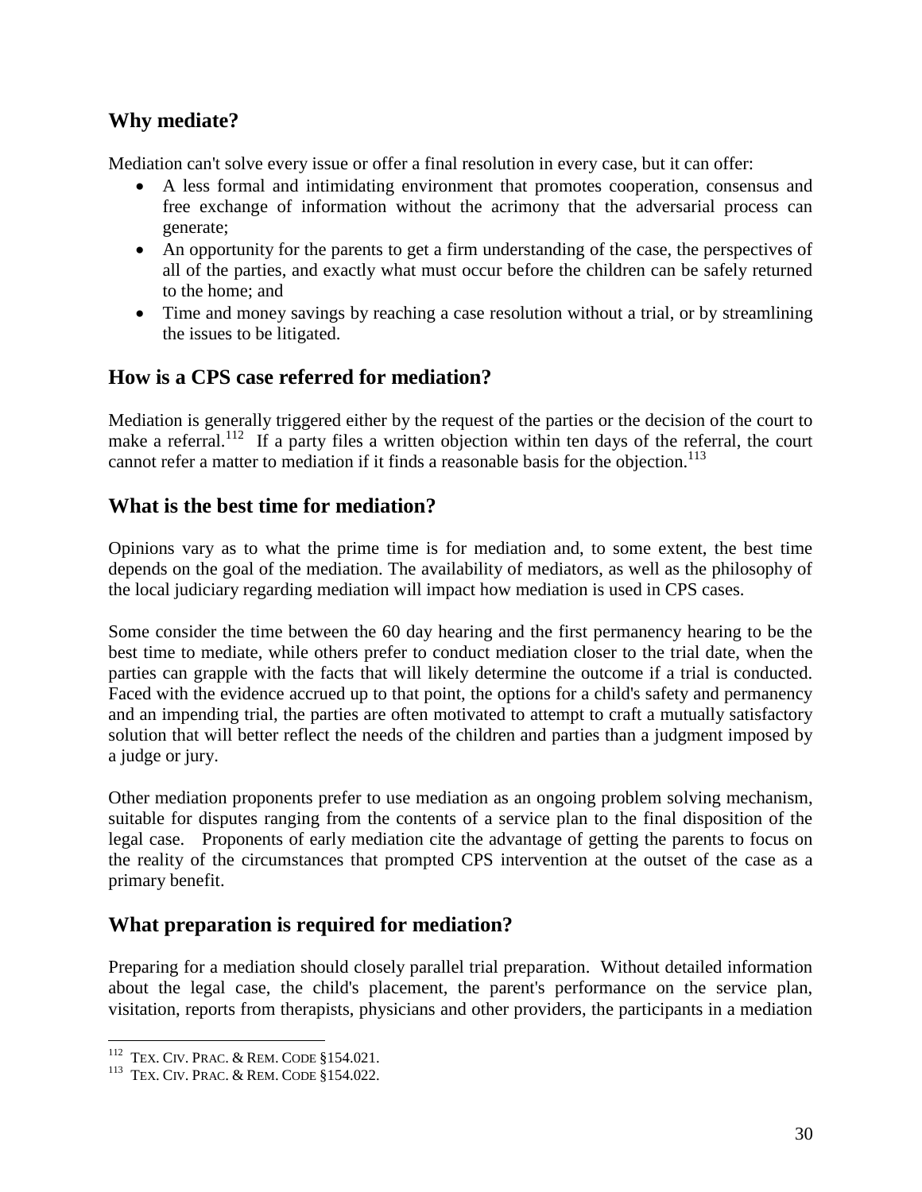## Why mediate?

Mediation can't solve every issue or offer a final resolution in every case, but it can offer:

- A less formal and intimidating environment that promotes cooperation, consensus and free exchange of information without the acrimony that the adversarial process can generate;
- An opportunity for the parents to get a firm understanding of the case, the perspectives of all of the parties, and exactly what must occur before the children can be safely returned to the home; and
- Time and money savings by reaching a case resolution without a trial, or by streamlining the issues to be litigated.

## How is a CPS case referred for mediation?

Mediation is generally triggered either by the request of the parties or the decision of the court to make a referral.[112] If a party files a written objection within ten days of the referral, the court cannot refer a matter to mediation if it finds a reasonable basis for the objection.[113]

## What is the best time for mediation?

Opinions vary as to what the prime time is for mediation and, to some extent, the best time depends on the goal of the mediation. The availability of mediators, as well as the philosophy of the local judiciary regarding mediation will impact how mediation is used in CPS cases.

Some consider the time between the 60 day hearing and the first permanency hearing to be the best time to mediate, while others prefer to conduct mediation closer to the trial date, when the parties can grapple with the facts that will likely determine the outcome if a trial is conducted. Faced with the evidence accrued up to that point, the options for a child's safety and permanency and an impending trial, the parties are often motivated to attempt to craft a mutually satisfactory solution that will better reflect the needs of the children and parties than a judgment imposed by a judge or jury.

Other mediation proponents prefer to use mediation as an ongoing problem solving mechanism, suitable for disputes ranging from the contents of a service plan to the final disposition of the legal case. Proponents of early mediation cite the advantage of getting the parents to focus on the reality of the circumstances that prompted CPS intervention at the outset of the case as a primary benefit.

## What preparation is required for mediation?

Preparing for a mediation should closely parallel trial preparation. Without detailed information about the legal case, the child's placement, the parent's performance on the service plan, visitation, reports from therapists, physicians and other providers, the participants in a mediation

---

[112] TEX. CIV. PRAC. & REM. CODE §154.021.

[113] TEX. CIV. PRAC. & REM. CODE §154.022.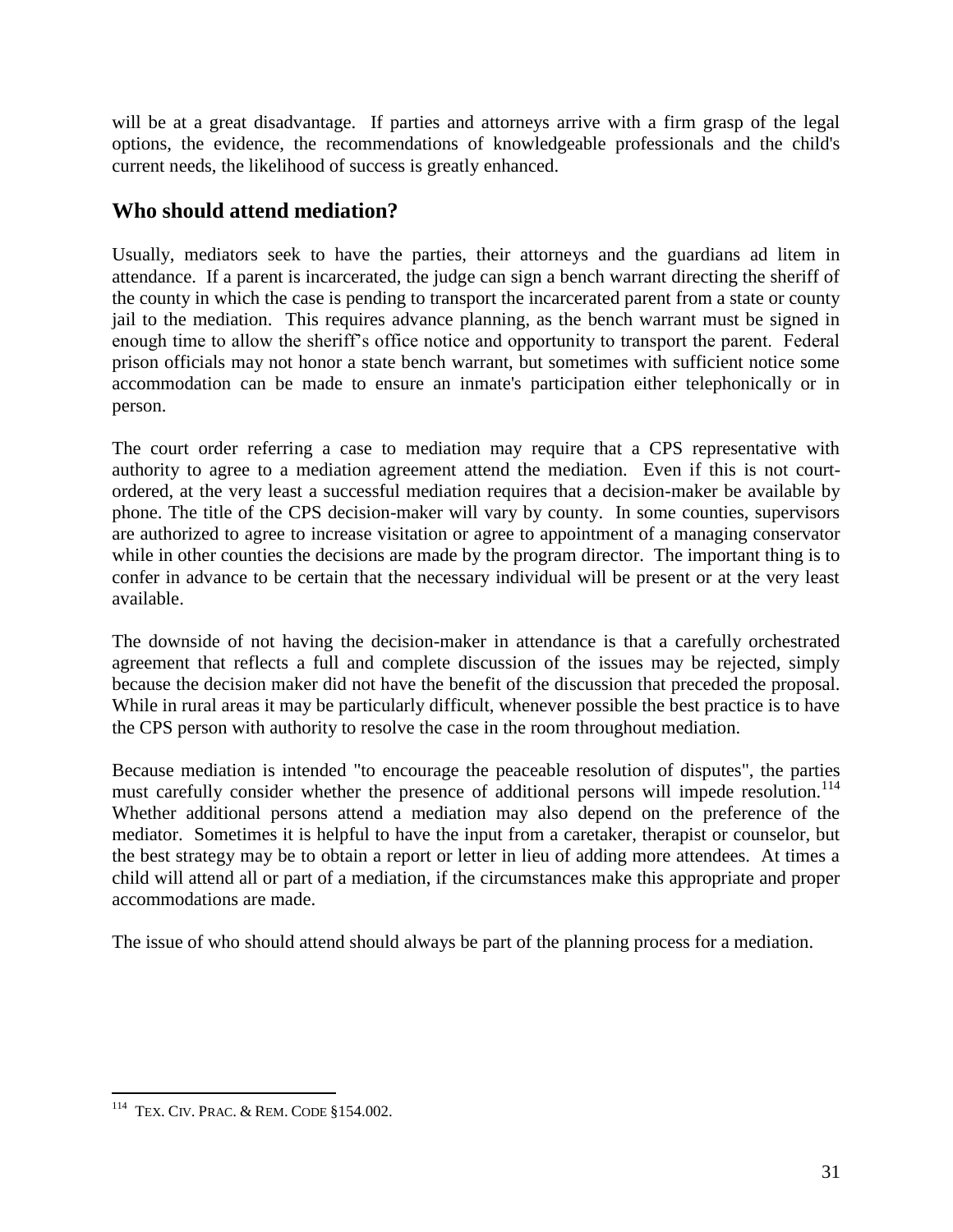will be at a great disadvantage. If parties and attorneys arrive with a firm grasp of the legal options, the evidence, the recommendations of knowledgeable professionals and the child's current needs, the likelihood of success is greatly enhanced.

## Who should attend mediation?

Usually, mediators seek to have the parties, their attorneys and the guardians ad litem in attendance. If a parent is incarcerated, the judge can sign a bench warrant directing the sheriff of the county in which the case is pending to transport the incarcerated parent from a state or county jail to the mediation. This requires advance planning, as the bench warrant must be signed in enough time to allow the sheriff's office notice and opportunity to transport the parent. Federal prison officials may not honor a state bench warrant, but sometimes with sufficient notice some accommodation can be made to ensure an inmate's participation either telephonically or in person.

The court order referring a case to mediation may require that a CPS representative with authority to agree to a mediation agreement attend the mediation. Even if this is not court-ordered, at the very least a successful mediation requires that a decision-maker be available by phone. The title of the CPS decision-maker will vary by county. In some counties, supervisors are authorized to agree to increase visitation or agree to appointment of a managing conservator while in other counties the decisions are made by the program director. The important thing is to confer in advance to be certain that the necessary individual will be present or at the very least available.

The downside of not having the decision-maker in attendance is that a carefully orchestrated agreement that reflects a full and complete discussion of the issues may be rejected, simply because the decision maker did not have the benefit of the discussion that preceded the proposal. While in rural areas it may be particularly difficult, whenever possible the best practice is to have the CPS person with authority to resolve the case in the room throughout mediation.

Because mediation is intended "to encourage the peaceable resolution of disputes", the parties must carefully consider whether the presence of additional persons will impede resolution.[114] Whether additional persons attend a mediation may also depend on the preference of the mediator. Sometimes it is helpful to have the input from a caretaker, therapist or counselor, but the best strategy may be to obtain a report or letter in lieu of adding more attendees. At times a child will attend all or part of a mediation, if the circumstances make this appropriate and proper accommodations are made.

The issue of who should attend should always be part of the planning process for a mediation.

---

[114] TEX. CIV. PRAC. & REM. CODE §154.002.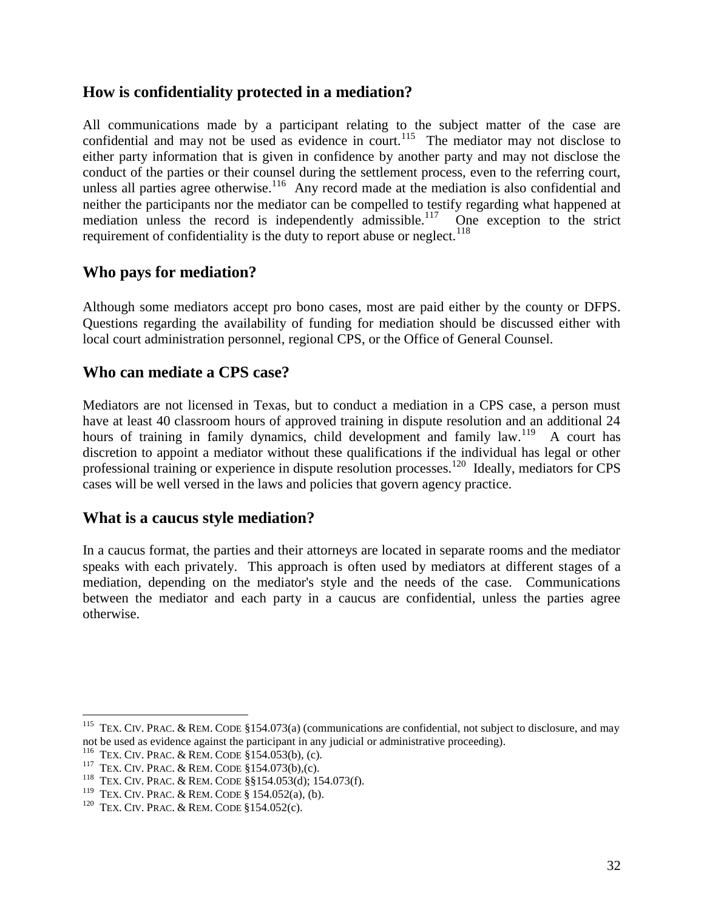## How is confidentiality protected in a mediation?

All communications made by a participant relating to the subject matter of the case are confidential and may not be used as evidence in court.[115] The mediator may not disclose to either party information that is given in confidence by another party and may not disclose the conduct of the parties or their counsel during the settlement process, even to the referring court, unless all parties agree otherwise.[116] Any record made at the mediation is also confidential and neither the participants nor the mediator can be compelled to testify regarding what happened at mediation unless the record is independently admissible.[117] One exception to the strict requirement of confidentiality is the duty to report abuse or neglect.[118]

## Who pays for mediation?

Although some mediators accept pro bono cases, most are paid either by the county or DFPS. Questions regarding the availability of funding for mediation should be discussed either with local court administration personnel, regional CPS, or the Office of General Counsel.

## Who can mediate a CPS case?

Mediators are not licensed in Texas, but to conduct a mediation in a CPS case, a person must have at least 40 classroom hours of approved training in dispute resolution and an additional 24 hours of training in family dynamics, child development and family law.[119] A court has discretion to appoint a mediator without these qualifications if the individual has legal or other professional training or experience in dispute resolution processes.[120] Ideally, mediators for CPS cases will be well versed in the laws and policies that govern agency practice.

## What is a caucus style mediation?

In a caucus format, the parties and their attorneys are located in separate rooms and the mediator speaks with each privately. This approach is often used by mediators at different stages of a mediation, depending on the mediator's style and the needs of the case. Communications between the mediator and each party in a caucus are confidential, unless the parties agree otherwise.

---

[115] TEX. CIV. PRAC. & REM. CODE §154.073(a) (communications are confidential, not subject to disclosure, and may not be used as evidence against the participant in any judicial or administrative proceeding).

[116] TEX. CIV. PRAC. & REM. CODE §154.053(b), (c).

[117] TEX. CIV. PRAC. & REM. CODE §154.073(b),(c).

[118] TEX. CIV. PRAC. & REM. CODE §§154.053(d); 154.073(f).

[119] TEX. CIV. PRAC. & REM. CODE § 154.052(a), (b).

[120] TEX. CIV. PRAC. & REM. CODE §154.052(c).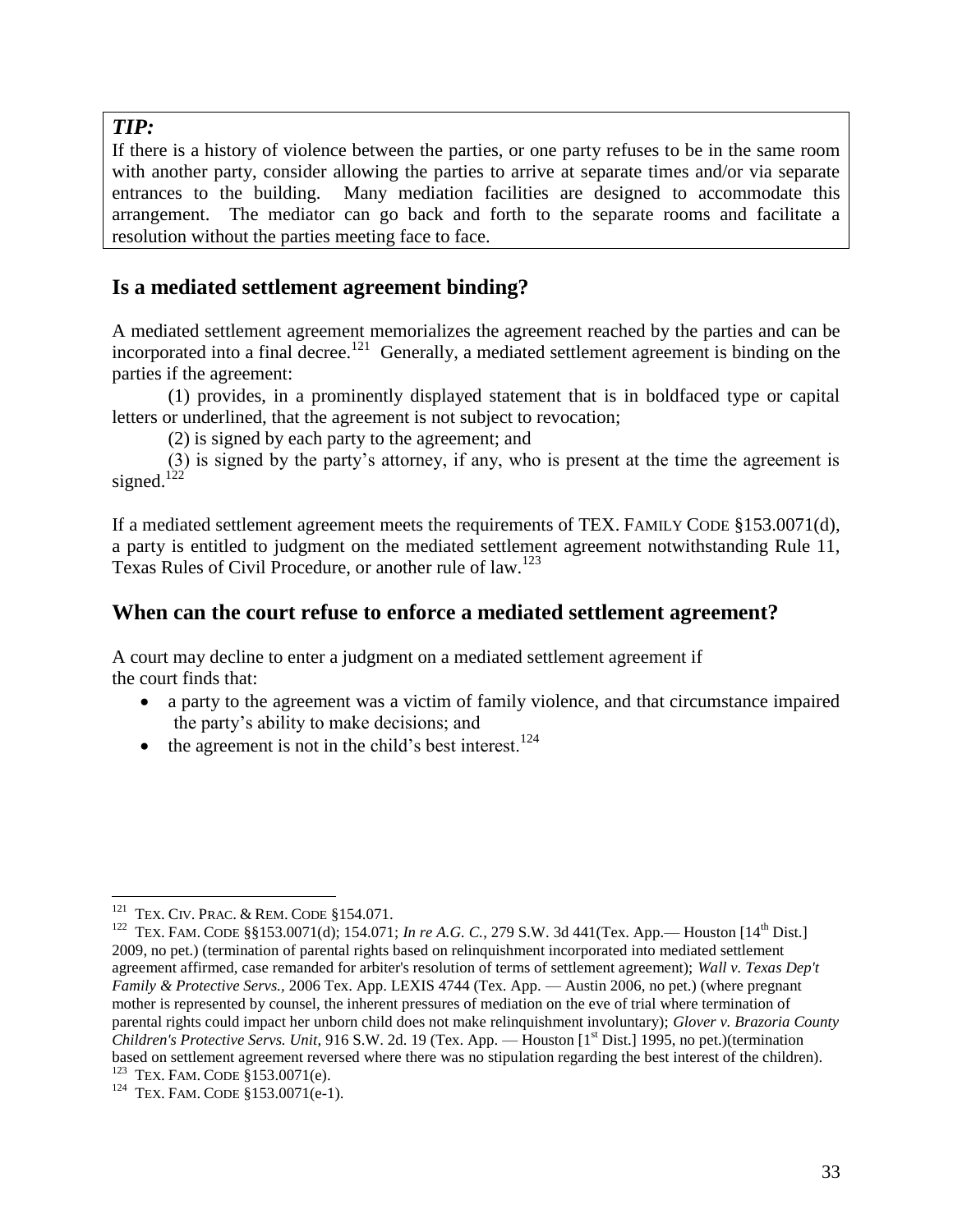***TIP:***

If there is a history of violence between the parties, or one party refuses to be in the same room with another party, consider allowing the parties to arrive at separate times and/or via separate entrances to the building. Many mediation facilities are designed to accommodate this arrangement. The mediator can go back and forth to the separate rooms and facilitate a resolution without the parties meeting face to face.

## Is a mediated settlement agreement binding?

A mediated settlement agreement memorializes the agreement reached by the parties and can be incorporated into a final decree.[121] Generally, a mediated settlement agreement is binding on the parties if the agreement:

(1) provides, in a prominently displayed statement that is in boldfaced type or capital letters or underlined, that the agreement is not subject to revocation;

(2) is signed by each party to the agreement; and

(3) is signed by the party's attorney, if any, who is present at the time the agreement is signed.[122]

If a mediated settlement agreement meets the requirements of TEX. FAMILY CODE §153.0071(d), a party is entitled to judgment on the mediated settlement agreement notwithstanding Rule 11, Texas Rules of Civil Procedure, or another rule of law.[123]

## When can the court refuse to enforce a mediated settlement agreement?

A court may decline to enter a judgment on a mediated settlement agreement if the court finds that:

- a party to the agreement was a victim of family violence, and that circumstance impaired the party's ability to make decisions; and
- the agreement is not in the child's best interest.[124]

---

[121] TEX. CIV. PRAC. & REM. CODE §154.071.

[122] TEX. FAM. CODE §§153.0071(d); 154.071; *In re A.G. C.*, 279 S.W. 3d 441(Tex. App.— Houston [14th Dist.] 2009, no pet.) (termination of parental rights based on relinquishment incorporated into mediated settlement agreement affirmed, case remanded for arbiter's resolution of terms of settlement agreement); *Wall v. Texas Dep't Family & Protective Servs.,* 2006 Tex. App. LEXIS 4744 (Tex. App. — Austin 2006, no pet.) (where pregnant mother is represented by counsel, the inherent pressures of mediation on the eve of trial where termination of parental rights could impact her unborn child does not make relinquishment involuntary); *Glover v. Brazoria County Children's Protective Servs. Unit*, 916 S.W. 2d. 19 (Tex. App. — Houston [1st Dist.] 1995, no pet.)(termination based on settlement agreement reversed where there was no stipulation regarding the best interest of the children).

[123] TEX. FAM. CODE §153.0071(e).

[124] TEX. FAM. CODE §153.0071(e-1).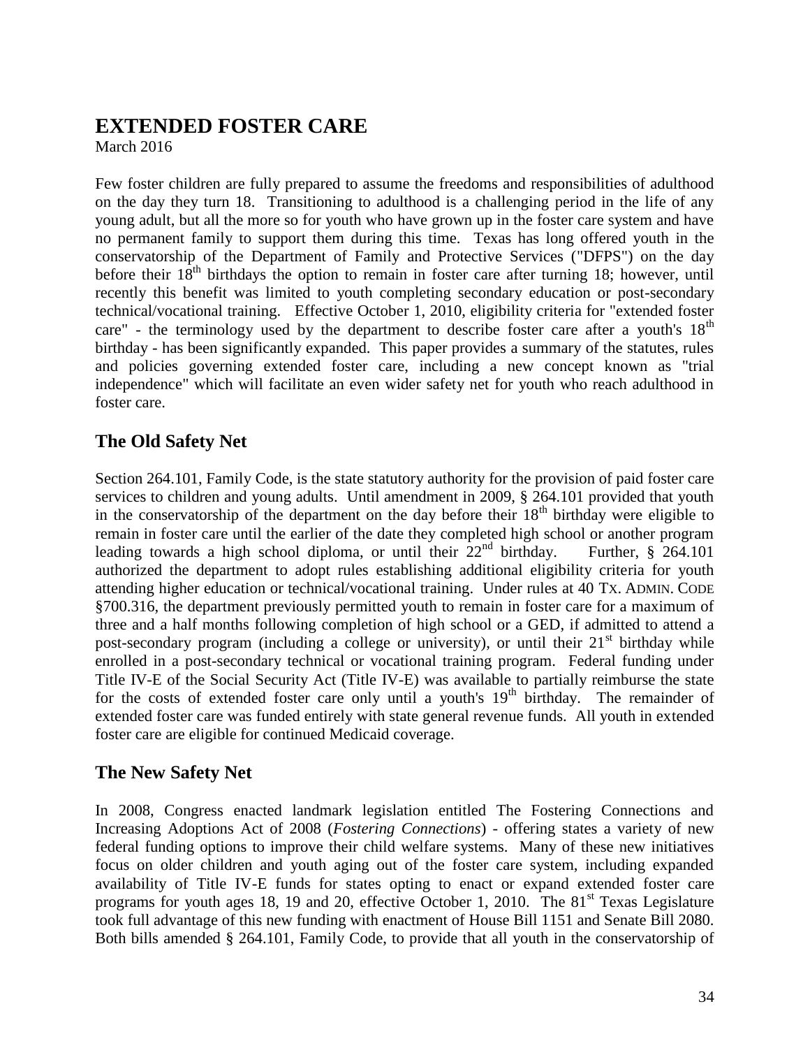# EXTENDED FOSTER CARE

March 2016

Few foster children are fully prepared to assume the freedoms and responsibilities of adulthood on the day they turn 18. Transitioning to adulthood is a challenging period in the life of any young adult, but all the more so for youth who have grown up in the foster care system and have no permanent family to support them during this time. Texas has long offered youth in the conservatorship of the Department of Family and Protective Services ("DFPS") on the day before their 18th birthdays the option to remain in foster care after turning 18; however, until recently this benefit was limited to youth completing secondary education or post-secondary technical/vocational training. Effective October 1, 2010, eligibility criteria for "extended foster care" - the terminology used by the department to describe foster care after a youth's 18th birthday - has been significantly expanded. This paper provides a summary of the statutes, rules and policies governing extended foster care, including a new concept known as "trial independence" which will facilitate an even wider safety net for youth who reach adulthood in foster care.

## The Old Safety Net

Section 264.101, Family Code, is the state statutory authority for the provision of paid foster care services to children and young adults. Until amendment in 2009, § 264.101 provided that youth in the conservatorship of the department on the day before their 18th birthday were eligible to remain in foster care until the earlier of the date they completed high school or another program leading towards a high school diploma, or until their 22nd birthday. Further, § 264.101 authorized the department to adopt rules establishing additional eligibility criteria for youth attending higher education or technical/vocational training. Under rules at 40 TX. ADMIN. CODE §700.316, the department previously permitted youth to remain in foster care for a maximum of three and a half months following completion of high school or a GED, if admitted to attend a post-secondary program (including a college or university), or until their 21st birthday while enrolled in a post-secondary technical or vocational training program. Federal funding under Title IV-E of the Social Security Act (Title IV-E) was available to partially reimburse the state for the costs of extended foster care only until a youth's 19th birthday. The remainder of extended foster care was funded entirely with state general revenue funds. All youth in extended foster care are eligible for continued Medicaid coverage.

## The New Safety Net

In 2008, Congress enacted landmark legislation entitled The Fostering Connections and Increasing Adoptions Act of 2008 (*Fostering Connections*) - offering states a variety of new federal funding options to improve their child welfare systems. Many of these new initiatives focus on older children and youth aging out of the foster care system, including expanded availability of Title IV-E funds for states opting to enact or expand extended foster care programs for youth ages 18, 19 and 20, effective October 1, 2010. The 81st Texas Legislature took full advantage of this new funding with enactment of House Bill 1151 and Senate Bill 2080. Both bills amended § 264.101, Family Code, to provide that all youth in the conservatorship of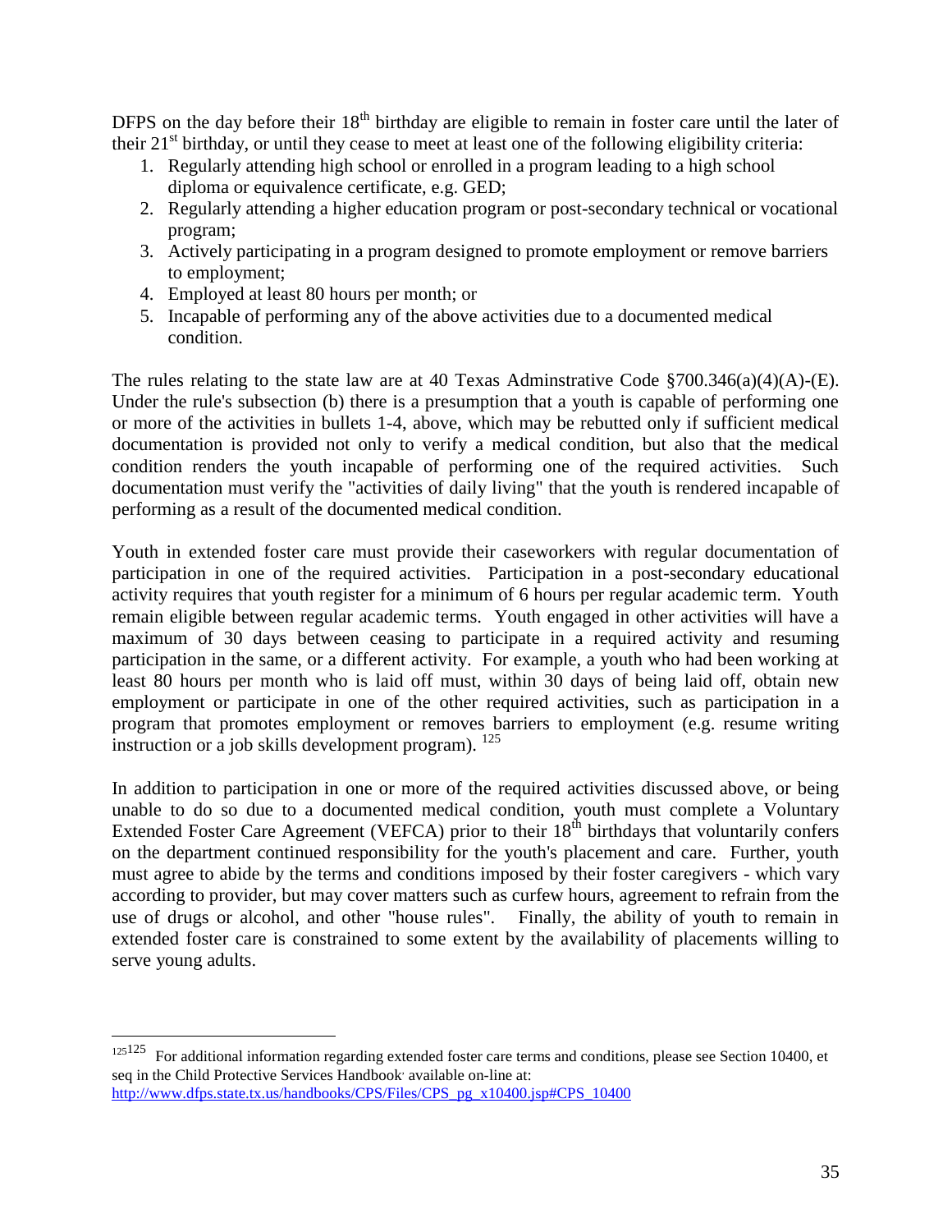DFPS on the day before their 18th birthday are eligible to remain in foster care until the later of their 21st birthday, or until they cease to meet at least one of the following eligibility criteria:

1. Regularly attending high school or enrolled in a program leading to a high school diploma or equivalence certificate, e.g. GED;
2. Regularly attending a higher education program or post-secondary technical or vocational program;
3. Actively participating in a program designed to promote employment or remove barriers to employment;
4. Employed at least 80 hours per month; or
5. Incapable of performing any of the above activities due to a documented medical condition.

The rules relating to the state law are at 40 Texas Adminstrative Code §700.346(a)(4)(A)-(E). Under the rule's subsection (b) there is a presumption that a youth is capable of performing one or more of the activities in bullets 1-4, above, which may be rebutted only if sufficient medical documentation is provided not only to verify a medical condition, but also that the medical condition renders the youth incapable of performing one of the required activities. Such documentation must verify the "activities of daily living" that the youth is rendered incapable of performing as a result of the documented medical condition.

Youth in extended foster care must provide their caseworkers with regular documentation of participation in one of the required activities. Participation in a post-secondary educational activity requires that youth register for a minimum of 6 hours per regular academic term. Youth remain eligible between regular academic terms. Youth engaged in other activities will have a maximum of 30 days between ceasing to participate in a required activity and resuming participation in the same, or a different activity. For example, a youth who had been working at least 80 hours per month who is laid off must, within 30 days of being laid off, obtain new employment or participate in one of the other required activities, such as participation in a program that promotes employment or removes barriers to employment (e.g. resume writing instruction or a job skills development program). [125]

In addition to participation in one or more of the required activities discussed above, or being unable to do so due to a documented medical condition, youth must complete a Voluntary Extended Foster Care Agreement (VEFCA) prior to their 18th birthdays that voluntarily confers on the department continued responsibility for the youth's placement and care. Further, youth must agree to abide by the terms and conditions imposed by their foster caregivers - which vary according to provider, but may cover matters such as curfew hours, agreement to refrain from the use of drugs or alcohol, and other "house rules". Finally, the ability of youth to remain in extended foster care is constrained to some extent by the availability of placements willing to serve young adults.

---

[125] For additional information regarding extended foster care terms and conditions, please see Section 10400, et seq in the Child Protective Services Handbook, available on-line at: http://www.dfps.state.tx.us/handbooks/CPS/Files/CPS_pg_x10400.jsp#CPS_10400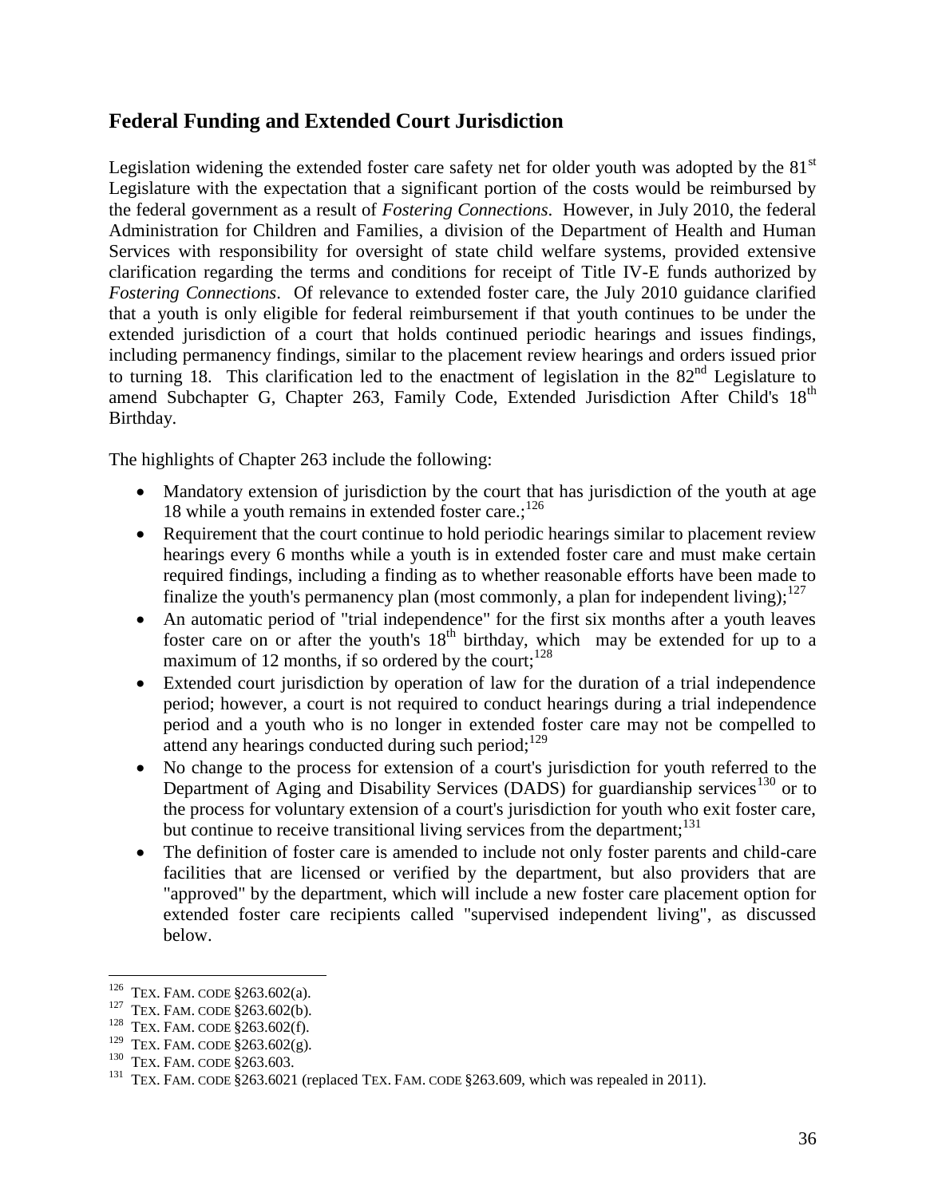## Federal Funding and Extended Court Jurisdiction

Legislation widening the extended foster care safety net for older youth was adopted by the 81st Legislature with the expectation that a significant portion of the costs would be reimbursed by the federal government as a result of *Fostering Connections*. However, in July 2010, the federal Administration for Children and Families, a division of the Department of Health and Human Services with responsibility for oversight of state child welfare systems, provided extensive clarification regarding the terms and conditions for receipt of Title IV-E funds authorized by *Fostering Connections*. Of relevance to extended foster care, the July 2010 guidance clarified that a youth is only eligible for federal reimbursement if that youth continues to be under the extended jurisdiction of a court that holds continued periodic hearings and issues findings, including permanency findings, similar to the placement review hearings and orders issued prior to turning 18. This clarification led to the enactment of legislation in the 82nd Legislature to amend Subchapter G, Chapter 263, Family Code, Extended Jurisdiction After Child's 18th Birthday.

The highlights of Chapter 263 include the following:

- Mandatory extension of jurisdiction by the court that has jurisdiction of the youth at age 18 while a youth remains in extended foster care.;[126]
- Requirement that the court continue to hold periodic hearings similar to placement review hearings every 6 months while a youth is in extended foster care and must make certain required findings, including a finding as to whether reasonable efforts have been made to finalize the youth's permanency plan (most commonly, a plan for independent living);[127]
- An automatic period of "trial independence" for the first six months after a youth leaves foster care on or after the youth's 18th birthday, which may be extended for up to a maximum of 12 months, if so ordered by the court;[128]
- Extended court jurisdiction by operation of law for the duration of a trial independence period; however, a court is not required to conduct hearings during a trial independence period and a youth who is no longer in extended foster care may not be compelled to attend any hearings conducted during such period;[129]
- No change to the process for extension of a court's jurisdiction for youth referred to the Department of Aging and Disability Services (DADS) for guardianship services[130] or to the process for voluntary extension of a court's jurisdiction for youth who exit foster care, but continue to receive transitional living services from the department;[131]
- The definition of foster care is amended to include not only foster parents and child-care facilities that are licensed or verified by the department, but also providers that are "approved" by the department, which will include a new foster care placement option for extended foster care recipients called "supervised independent living", as discussed below.

---

[126] TEX. FAM. CODE §263.602(a).
[127] TEX. FAM. CODE §263.602(b).
[128] TEX. FAM. CODE §263.602(f).
[129] TEX. FAM. CODE §263.602(g).
[130] TEX. FAM. CODE §263.603.
[131] TEX. FAM. CODE §263.6021 (replaced TEX. FAM. CODE §263.609, which was repealed in 2011).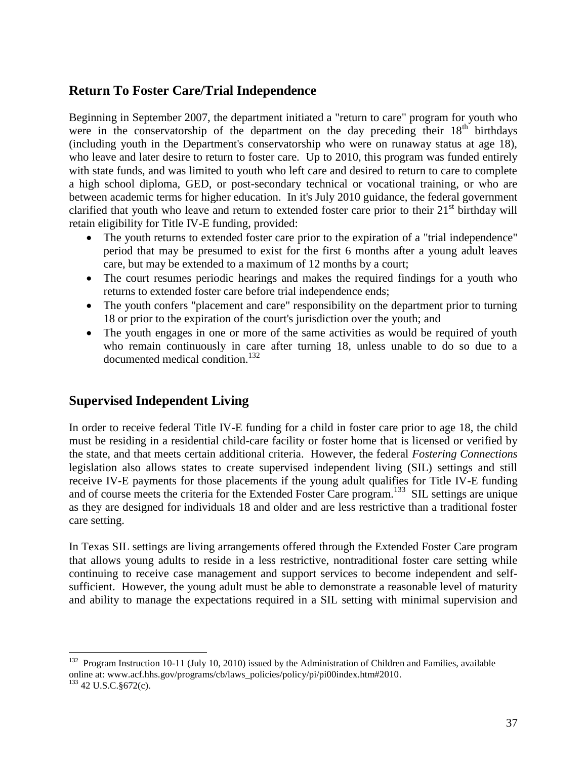## Return To Foster Care/Trial Independence

Beginning in September 2007, the department initiated a "return to care" program for youth who were in the conservatorship of the department on the day preceding their 18th birthdays (including youth in the Department's conservatorship who were on runaway status at age 18), who leave and later desire to return to foster care. Up to 2010, this program was funded entirely with state funds, and was limited to youth who left care and desired to return to care to complete a high school diploma, GED, or post-secondary technical or vocational training, or who are between academic terms for higher education. In it's July 2010 guidance, the federal government clarified that youth who leave and return to extended foster care prior to their 21st birthday will retain eligibility for Title IV-E funding, provided:

- The youth returns to extended foster care prior to the expiration of a "trial independence" period that may be presumed to exist for the first 6 months after a young adult leaves care, but may be extended to a maximum of 12 months by a court;
- The court resumes periodic hearings and makes the required findings for a youth who returns to extended foster care before trial independence ends;
- The youth confers "placement and care" responsibility on the department prior to turning 18 or prior to the expiration of the court's jurisdiction over the youth; and
- The youth engages in one or more of the same activities as would be required of youth who remain continuously in care after turning 18, unless unable to do so due to a documented medical condition.[132]

## Supervised Independent Living

In order to receive federal Title IV-E funding for a child in foster care prior to age 18, the child must be residing in a residential child-care facility or foster home that is licensed or verified by the state, and that meets certain additional criteria. However, the federal *Fostering Connections* legislation also allows states to create supervised independent living (SIL) settings and still receive IV-E payments for those placements if the young adult qualifies for Title IV-E funding and of course meets the criteria for the Extended Foster Care program.[133] SIL settings are unique as they are designed for individuals 18 and older and are less restrictive than a traditional foster care setting.

In Texas SIL settings are living arrangements offered through the Extended Foster Care program that allows young adults to reside in a less restrictive, nontraditional foster care setting while continuing to receive case management and support services to become independent and self-sufficient. However, the young adult must be able to demonstrate a reasonable level of maturity and ability to manage the expectations required in a SIL setting with minimal supervision and

---

[132] Program Instruction 10-11 (July 10, 2010) issued by the Administration of Children and Families, available online at: www.acf.hhs.gov/programs/cb/laws_policies/policy/pi/pi00index.htm#2010.

[133] 42 U.S.C.§672(c).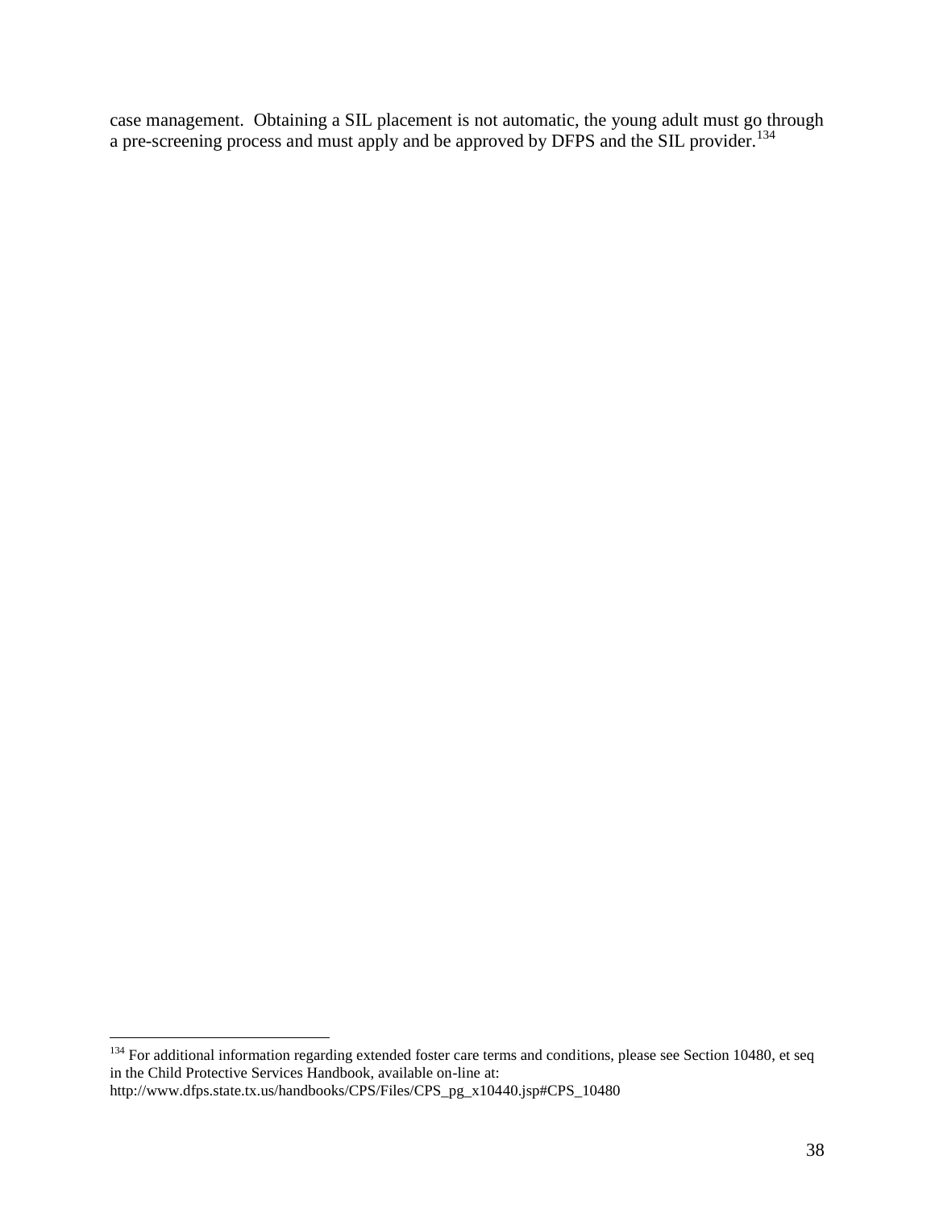case management. Obtaining a SIL placement is not automatic, the young adult must go through a pre-screening process and must apply and be approved by DFPS and the SIL provider.[134]

---

[134] For additional information regarding extended foster care terms and conditions, please see Section 10480, et seq in the Child Protective Services Handbook, available on-line at: http://www.dfps.state.tx.us/handbooks/CPS/Files/CPS_pg_x10440.jsp#CPS_10480